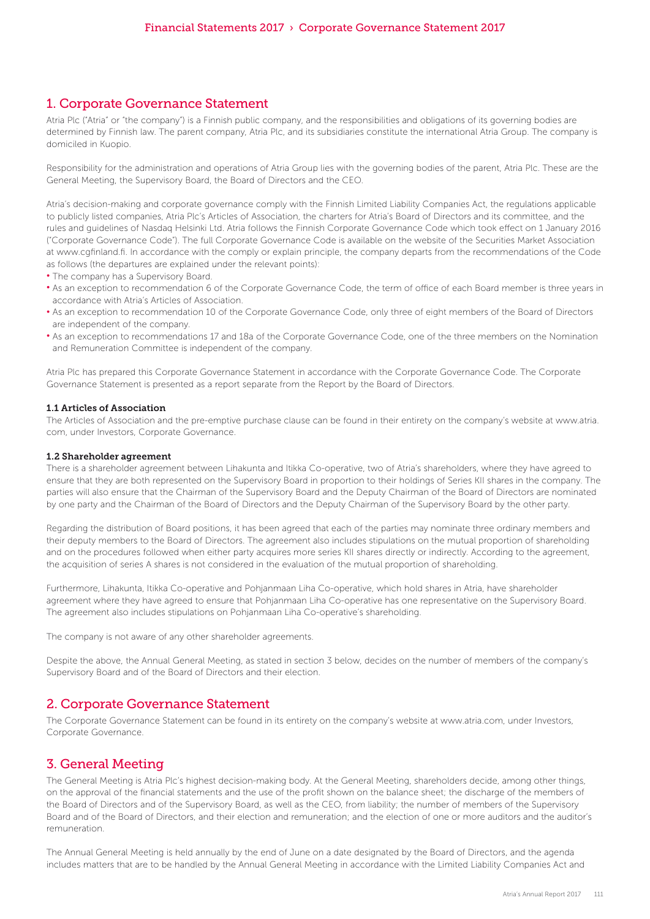## 1. Corporate Governance Statement

Atria Plc ("Atria" or "the company") is a Finnish public company, and the responsibilities and obligations of its governing bodies are determined by Finnish law. The parent company, Atria Plc, and its subsidiaries constitute the international Atria Group. The company is domiciled in Kuopio.

Responsibility for the administration and operations of Atria Group lies with the governing bodies of the parent, Atria Plc. These are the General Meeting, the Supervisory Board, the Board of Directors and the CEO.

Atria's decision-making and corporate governance comply with the Finnish Limited Liability Companies Act, the regulations applicable to publicly listed companies, Atria Plc's Articles of Association, the charters for Atria's Board of Directors and its committee, and the rules and guidelines of Nasdaq Helsinki Ltd. Atria follows the Finnish Corporate Governance Code which took effect on 1 January 2016 ("Corporate Governance Code"). The full Corporate Governance Code is available on the website of the Securities Market Association at www.cgfinland.fi. In accordance with the comply or explain principle, the company departs from the recommendations of the Code as follows (the departures are explained under the relevant points):

- The company has a Supervisory Board.
- As an exception to recommendation 6 of the Corporate Governance Code, the term of office of each Board member is three years in accordance with Atria's Articles of Association.
- As an exception to recommendation 10 of the Corporate Governance Code, only three of eight members of the Board of Directors are independent of the company.
- As an exception to recommendations 17 and 18a of the Corporate Governance Code, one of the three members on the Nomination and Remuneration Committee is independent of the company.

Atria Plc has prepared this Corporate Governance Statement in accordance with the Corporate Governance Code. The Corporate Governance Statement is presented as a report separate from the Report by the Board of Directors.

### 1.1 Articles of Association

The Articles of Association and the pre-emptive purchase clause can be found in their entirety on the company's website at www.atria.com, under Investors, Corporate Governance.

### 1.2 Shareholder agreement

There is a shareholder agreement between Lihakunta and Itikka Co-operative, two of Atria's shareholders, where they have agreed to ensure that they are both represented on the Supervisory Board in proportion to their holdings of Series KII shares in the company. The parties will also ensure that the Chairman of the Supervisory Board and the Deputy Chairman of the Board of Directors are nominated by one party and the Chairman of the Board of Directors and the Deputy Chairman of the Supervisory Board by the other party.

Regarding the distribution of Board positions, it has been agreed that each of the parties may nominate three ordinary members and their deputy members to the Board of Directors. The agreement also includes stipulations on the mutual proportion of shareholding and on the procedures followed when either party acquires more series KII shares directly or indirectly. According to the agreement, the acquisition of series A shares is not considered in the evaluation of the mutual proportion of shareholding.

Furthermore, Lihakunta, Itikka Co-operative and Pohjanmaan Liha Co-operative, which hold shares in Atria, have shareholder agreement where they have agreed to ensure that Pohjanmaan Liha Co-operative has one representative on the Supervisory Board. The agreement also includes stipulations on Pohjanmaan Liha Co-operative's shareholding.

The company is not aware of any other shareholder agreements.

Despite the above, the Annual General Meeting, as stated in section 3 below, decides on the number of members of the company's Supervisory Board and of the Board of Directors and their election.

## 2. Corporate Governance Statement

The Corporate Governance Statement can be found in its entirety on the company's website at www.atria.com, under Investors, Corporate Governance.

## 3. General Meeting

The General Meeting is Atria Plc's highest decision-making body. At the General Meeting, shareholders decide, among other things, on the approval of the financial statements and the use of the profit shown on the balance sheet; the discharge of the members of the Board of Directors and of the Supervisory Board, as well as the CEO, from liability; the number of members of the Supervisory Board and of the Board of Directors, and their election and remuneration; and the election of one or more auditors and the auditor's remuneration.

The Annual General Meeting is held annually by the end of June on a date designated by the Board of Directors, and the agenda includes matters that are to be handled by the Annual General Meeting in accordance with the Limited Liability Companies Act and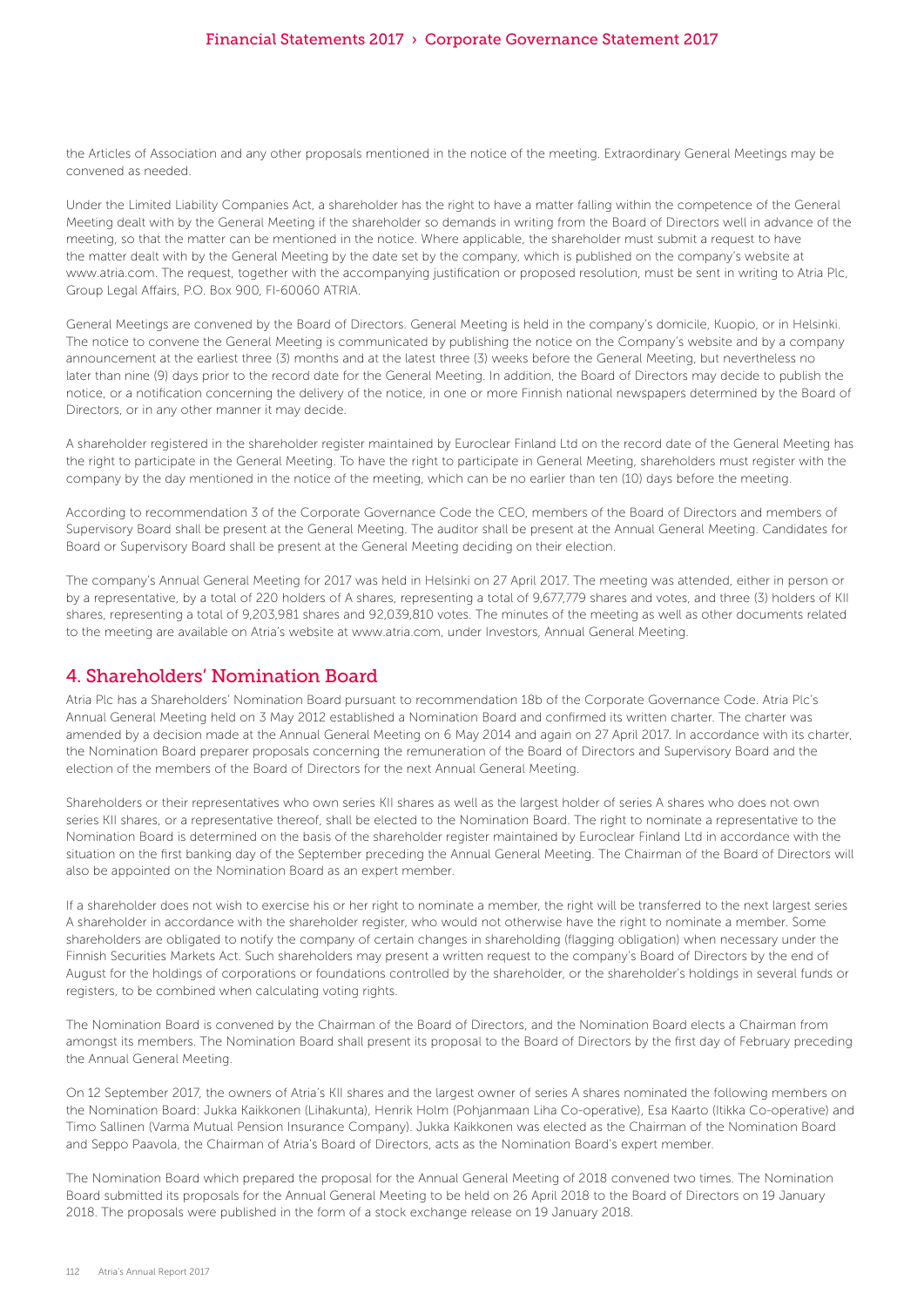the Articles of Association and any other proposals mentioned in the notice of the meeting. Extraordinary General Meetings may be convened as needed.

Under the Limited Liability Companies Act, a shareholder has the right to have a matter falling within the competence of the General Meeting dealt with by the General Meeting if the shareholder so demands in writing from the Board of Directors well in advance of the meeting, so that the matter can be mentioned in the notice. Where applicable, the shareholder must submit a request to have the matter dealt with by the General Meeting by the date set by the company, which is published on the company's website at www.atria.com. The request, together with the accompanying justification or proposed resolution, must be sent in writing to Atria Plc, Group Legal Affairs, P.O. Box 900, FI-60060 ATRIA.

General Meetings are convened by the Board of Directors. General Meeting is held in the company's domicile, Kuopio, or in Helsinki. The notice to convene the General Meeting is communicated by publishing the notice on the Company's website and by a company announcement at the earliest three (3) months and at the latest three (3) weeks before the General Meeting, but nevertheless no later than nine (9) days prior to the record date for the General Meeting. In addition, the Board of Directors may decide to publish the notice, or a notification concerning the delivery of the notice, in one or more Finnish national newspapers determined by the Board of Directors, or in any other manner it may decide.

A shareholder registered in the shareholder register maintained by Euroclear Finland Ltd on the record date of the General Meeting has the right to participate in the General Meeting. To have the right to participate in General Meeting, shareholders must register with the company by the day mentioned in the notice of the meeting, which can be no earlier than ten (10) days before the meeting.

According to recommendation 3 of the Corporate Governance Code the CEO, members of the Board of Directors and members of Supervisory Board shall be present at the General Meeting. The auditor shall be present at the Annual General Meeting. Candidates for Board or Supervisory Board shall be present at the General Meeting deciding on their election.

The company's Annual General Meeting for 2017 was held in Helsinki on 27 April 2017. The meeting was attended, either in person or by a representative, by a total of 220 holders of A shares, representing a total of 9,677,779 shares and votes, and three (3) holders of KII shares, representing a total of 9,203,981 shares and 92,039,810 votes. The minutes of the meeting as well as other documents related to the meeting are available on Atria's website at www.atria.com, under Investors, Annual General Meeting.

## 4. Shareholders' Nomination Board

Atria Plc has a Shareholders' Nomination Board pursuant to recommendation 18b of the Corporate Governance Code. Atria Plc's Annual General Meeting held on 3 May 2012 established a Nomination Board and confirmed its written charter. The charter was amended by a decision made at the Annual General Meeting on 6 May 2014 and again on 27 April 2017. In accordance with its charter, the Nomination Board preparer proposals concerning the remuneration of the Board of Directors and Supervisory Board and the election of the members of the Board of Directors for the next Annual General Meeting.

Shareholders or their representatives who own series KII shares as well as the largest holder of series A shares who does not own series KII shares, or a representative thereof, shall be elected to the Nomination Board. The right to nominate a representative to the Nomination Board is determined on the basis of the shareholder register maintained by Euroclear Finland Ltd in accordance with the situation on the first banking day of the September preceding the Annual General Meeting. The Chairman of the Board of Directors will also be appointed on the Nomination Board as an expert member.

If a shareholder does not wish to exercise his or her right to nominate a member, the right will be transferred to the next largest series A shareholder in accordance with the shareholder register, who would not otherwise have the right to nominate a member. Some shareholders are obligated to notify the company of certain changes in shareholding (flagging obligation) when necessary under the Finnish Securities Markets Act. Such shareholders may present a written request to the company's Board of Directors by the end of August for the holdings of corporations or foundations controlled by the shareholder, or the shareholder's holdings in several funds or registers, to be combined when calculating voting rights.

The Nomination Board is convened by the Chairman of the Board of Directors, and the Nomination Board elects a Chairman from amongst its members. The Nomination Board shall present its proposal to the Board of Directors by the first day of February preceding the Annual General Meeting.

On 12 September 2017, the owners of Atria's KII shares and the largest owner of series A shares nominated the following members on the Nomination Board: Jukka Kaikkonen (Lihakunta), Henrik Holm (Pohjanmaan Liha Co-operative), Esa Kaarto (Itikka Co-operative) and Timo Sallinen (Varma Mutual Pension Insurance Company). Jukka Kaikkonen was elected as the Chairman of the Nomination Board and Seppo Paavola, the Chairman of Atria's Board of Directors, acts as the Nomination Board's expert member.

The Nomination Board which prepared the proposal for the Annual General Meeting of 2018 convened two times. The Nomination Board submitted its proposals for the Annual General Meeting to be held on 26 April 2018 to the Board of Directors on 19 January 2018. The proposals were published in the form of a stock exchange release on 19 January 2018.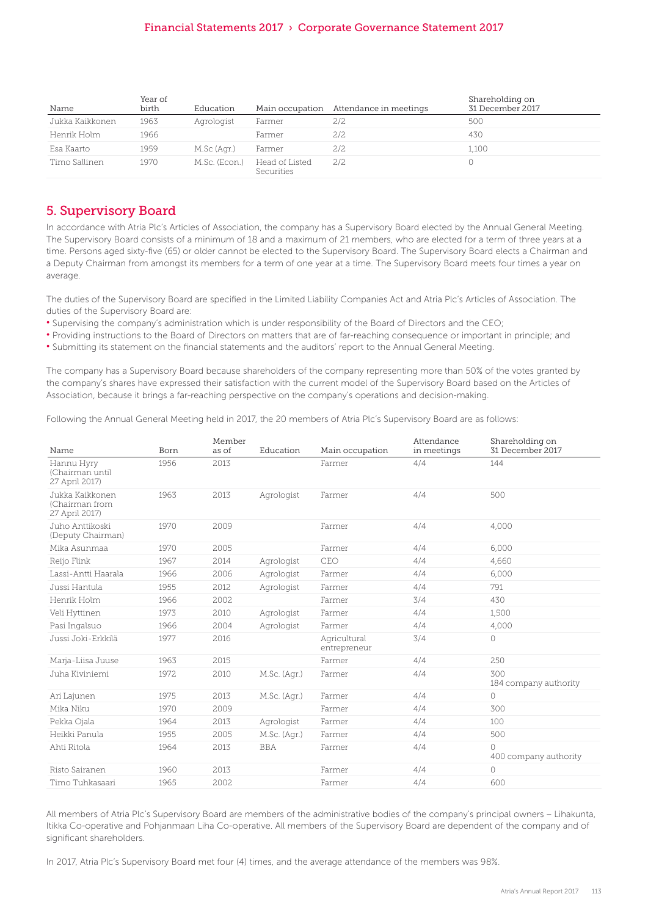| Name | Year of birth | Education | Main occupation | Attendance in meetings | Shareholding on 31 December 2017 |
|---|---|---|---|---|---|
| Jukka Kaikkonen | 1963 | Agrologist | Farmer | 2/2 | 500 |
| Henrik Holm | 1966 | | Farmer | 2/2 | 430 |
| Esa Kaarto | 1959 | M.Sc (Agr.) | Farmer | 2/2 | 1,100 |
| Timo Sallinen | 1970 | M.Sc. (Econ.) | Head of Listed Securities | 2/2 | 0 |

## 5. Supervisory Board

In accordance with Atria Plc's Articles of Association, the company has a Supervisory Board elected by the Annual General Meeting. The Supervisory Board consists of a minimum of 18 and a maximum of 21 members, who are elected for a term of three years at a time. Persons aged sixty-five (65) or older cannot be elected to the Supervisory Board. The Supervisory Board elects a Chairman and a Deputy Chairman from amongst its members for a term of one year at a time. The Supervisory Board meets four times a year on average.

The duties of the Supervisory Board are specified in the Limited Liability Companies Act and Atria Plc's Articles of Association. The duties of the Supervisory Board are:

- Supervising the company's administration which is under responsibility of the Board of Directors and the CEO;
- Providing instructions to the Board of Directors on matters that are of far-reaching consequence or important in principle; and
- Submitting its statement on the financial statements and the auditors' report to the Annual General Meeting.

The company has a Supervisory Board because shareholders of the company representing more than 50% of the votes granted by the company's shares have expressed their satisfaction with the current model of the Supervisory Board based on the Articles of Association, because it brings a far-reaching perspective on the company's operations and decision-making.

Following the Annual General Meeting held in 2017, the 20 members of Atria Plc's Supervisory Board are as follows:

| Name | Born | Member as of | Education | Main occupation | Attendance in meetings | Shareholding on 31 December 2017 |
|---|---|---|---|---|---|---|
| Hannu Hyry (Chairman until 27 April 2017) | 1956 | 2013 | | Farmer | 4/4 | 144 |
| Jukka Kaikkonen (Chairman from 27 April 2017) | 1963 | 2013 | Agrologist | Farmer | 4/4 | 500 |
| Juho Anttikoski (Deputy Chairman) | 1970 | 2009 | | Farmer | 4/4 | 4,000 |
| Mika Asunmaa | 1970 | 2005 | | Farmer | 4/4 | 6,000 |
| Reijo Flink | 1967 | 2014 | Agrologist | CEO | 4/4 | 4,660 |
| Lassi-Antti Haarala | 1966 | 2006 | Agrologist | Farmer | 4/4 | 6,000 |
| Jussi Hantula | 1955 | 2012 | Agrologist | Farmer | 4/4 | 791 |
| Henrik Holm | 1966 | 2002 | | Farmer | 3/4 | 430 |
| Veli Hyttinen | 1973 | 2010 | Agrologist | Farmer | 4/4 | 1,500 |
| Pasi Ingalsuo | 1966 | 2004 | Agrologist | Farmer | 4/4 | 4,000 |
| Jussi Joki-Erkkilä | 1977 | 2016 | | Agricultural entrepreneur | 3/4 | 0 |
| Marja-Liisa Juuse | 1963 | 2015 | | Farmer | 4/4 | 250 |
| Juha Kiviniemi | 1972 | 2010 | M.Sc. (Agr.) | Farmer | 4/4 | 300<br>184 company authority |
| Ari Lajunen | 1975 | 2013 | M.Sc. (Agr.) | Farmer | 4/4 | 0 |
| Mika Niku | 1970 | 2009 | | Farmer | 4/4 | 300 |
| Pekka Ojala | 1964 | 2013 | Agrologist | Farmer | 4/4 | 100 |
| Heikki Panula | 1955 | 2005 | M.Sc. (Agr.) | Farmer | 4/4 | 500 |
| Ahti Ritola | 1964 | 2013 | BBA | Farmer | 4/4 | 0<br>400 company authority |
| Risto Sairanen | 1960 | 2013 | | Farmer | 4/4 | 0 |
| Timo Tuhkasaari | 1965 | 2002 | | Farmer | 4/4 | 600 |

All members of Atria Plc's Supervisory Board are members of the administrative bodies of the company's principal owners – Lihakunta, Itikka Co-operative and Pohjanmaan Liha Co-operative. All members of the Supervisory Board are dependent of the company and of significant shareholders.

In 2017, Atria Plc's Supervisory Board met four (4) times, and the average attendance of the members was 98%.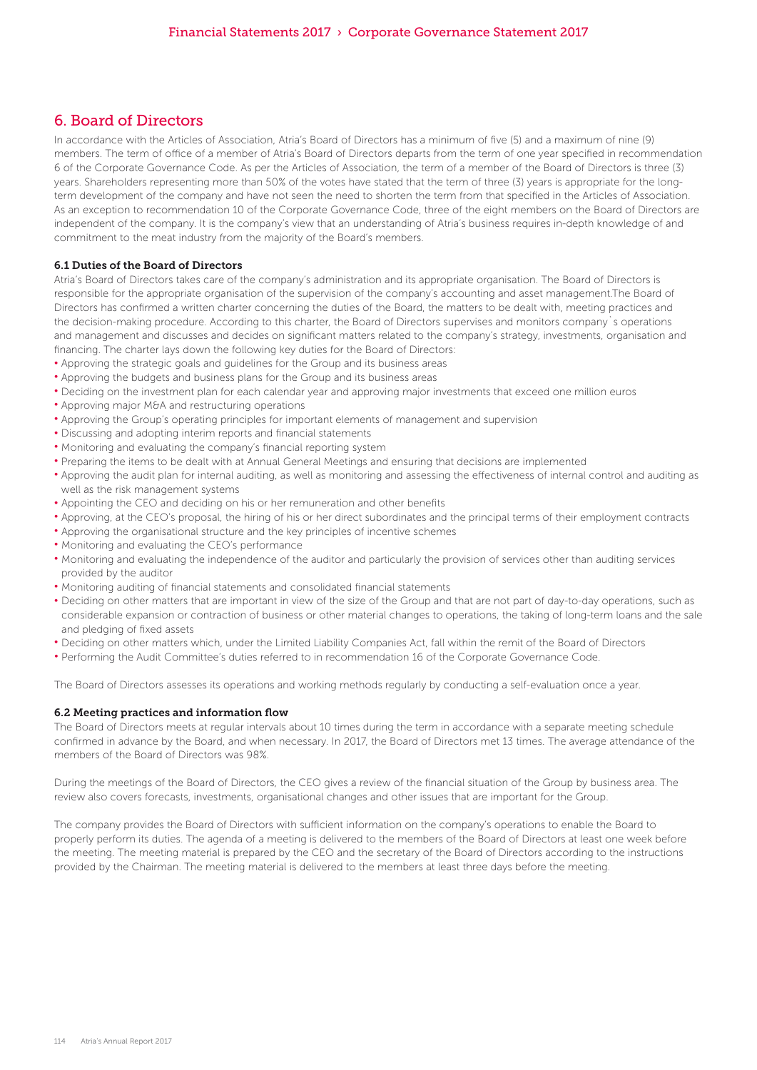## 6. Board of Directors

In accordance with the Articles of Association, Atria's Board of Directors has a minimum of five (5) and a maximum of nine (9) members. The term of office of a member of Atria's Board of Directors departs from the term of one year specified in recommendation 6 of the Corporate Governance Code. As per the Articles of Association, the term of a member of the Board of Directors is three (3) years. Shareholders representing more than 50% of the votes have stated that the term of three (3) years is appropriate for the long-term development of the company and have not seen the need to shorten the term from that specified in the Articles of Association. As an exception to recommendation 10 of the Corporate Governance Code, three of the eight members on the Board of Directors are independent of the company. It is the company's view that an understanding of Atria's business requires in-depth knowledge of and commitment to the meat industry from the majority of the Board's members.

### 6.1 Duties of the Board of Directors

Atria's Board of Directors takes care of the company's administration and its appropriate organisation. The Board of Directors is responsible for the appropriate organisation of the supervision of the company's accounting and asset management.The Board of Directors has confirmed a written charter concerning the duties of the Board, the matters to be dealt with, meeting practices and the decision-making procedure. According to this charter, the Board of Directors supervises and monitors company´s operations and management and discusses and decides on significant matters related to the company's strategy, investments, organisation and financing. The charter lays down the following key duties for the Board of Directors:

- Approving the strategic goals and guidelines for the Group and its business areas
- Approving the budgets and business plans for the Group and its business areas
- Deciding on the investment plan for each calendar year and approving major investments that exceed one million euros
- Approving major M&A and restructuring operations
- Approving the Group's operating principles for important elements of management and supervision
- Discussing and adopting interim reports and financial statements
- Monitoring and evaluating the company's financial reporting system
- Preparing the items to be dealt with at Annual General Meetings and ensuring that decisions are implemented
- Approving the audit plan for internal auditing, as well as monitoring and assessing the effectiveness of internal control and auditing as well as the risk management systems
- Appointing the CEO and deciding on his or her remuneration and other benefits
- Approving, at the CEO's proposal, the hiring of his or her direct subordinates and the principal terms of their employment contracts
- Approving the organisational structure and the key principles of incentive schemes
- Monitoring and evaluating the CEO's performance
- Monitoring and evaluating the independence of the auditor and particularly the provision of services other than auditing services provided by the auditor
- Monitoring auditing of financial statements and consolidated financial statements
- Deciding on other matters that are important in view of the size of the Group and that are not part of day-to-day operations, such as considerable expansion or contraction of business or other material changes to operations, the taking of long-term loans and the sale and pledging of fixed assets
- Deciding on other matters which, under the Limited Liability Companies Act, fall within the remit of the Board of Directors
- Performing the Audit Committee's duties referred to in recommendation 16 of the Corporate Governance Code.

The Board of Directors assesses its operations and working methods regularly by conducting a self-evaluation once a year.

### 6.2 Meeting practices and information flow

The Board of Directors meets at regular intervals about 10 times during the term in accordance with a separate meeting schedule confirmed in advance by the Board, and when necessary. In 2017, the Board of Directors met 13 times. The average attendance of the members of the Board of Directors was 98%.

During the meetings of the Board of Directors, the CEO gives a review of the financial situation of the Group by business area. The review also covers forecasts, investments, organisational changes and other issues that are important for the Group.

The company provides the Board of Directors with sufficient information on the company's operations to enable the Board to properly perform its duties. The agenda of a meeting is delivered to the members of the Board of Directors at least one week before the meeting. The meeting material is prepared by the CEO and the secretary of the Board of Directors according to the instructions provided by the Chairman. The meeting material is delivered to the members at least three days before the meeting.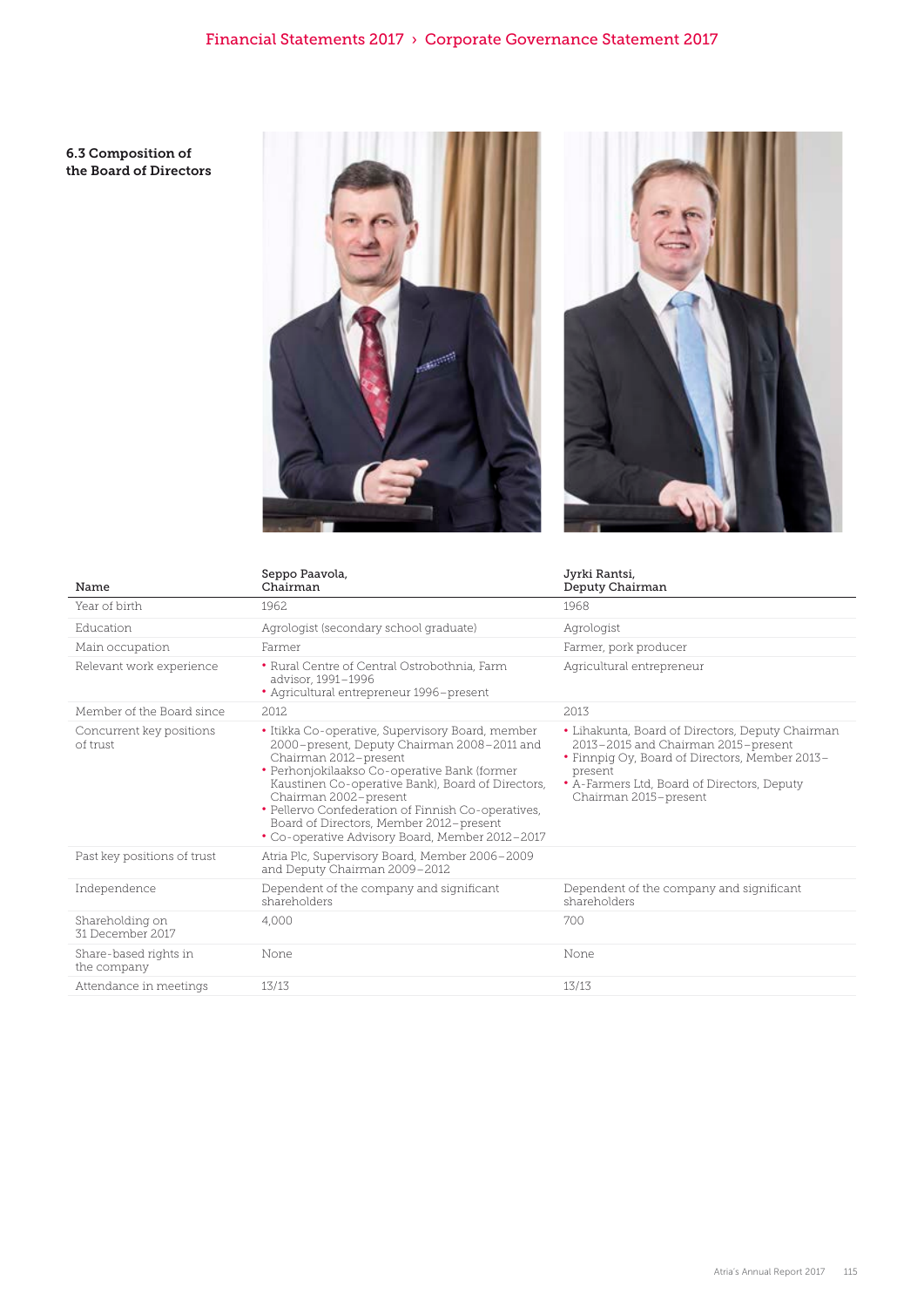### 6.3 Composition of the Board of Directors

| Name | Seppo Paavola, Chairman | Jyrki Rantsi, Deputy Chairman |
|---|---|---|
| Year of birth | 1962 | 1968 |
| Education | Agrologist (secondary school graduate) | Agrologist |
| Main occupation | Farmer | Farmer, pork producer |
| Relevant work experience | • Rural Centre of Central Ostrobothnia, Farm advisor, 1991–1996<br>• Agricultural entrepreneur 1996–present | Agricultural entrepreneur |
| Member of the Board since | 2012 | 2013 |
| Concurrent key positions of trust | • Itikka Co-operative, Supervisory Board, member 2000–present, Deputy Chairman 2008–2011 and Chairman 2012–present<br>• Perhonjokilaakso Co-operative Bank (former Kaustinen Co-operative Bank), Board of Directors, Chairman 2002–present<br>• Pellervo Confederation of Finnish Co-operatives, Board of Directors, Member 2012–present<br>• Co-operative Advisory Board, Member 2012–2017 | • Lihakunta, Board of Directors, Deputy Chairman 2013–2015 and Chairman 2015–present<br>• Finnpig Oy, Board of Directors, Member 2013–present<br>• A-Farmers Ltd, Board of Directors, Deputy Chairman 2015–present |
| Past key positions of trust | Atria Plc, Supervisory Board, Member 2006–2009 and Deputy Chairman 2009–2012 | |
| Independence | Dependent of the company and significant shareholders | Dependent of the company and significant shareholders |
| Shareholding on 31 December 2017 | 4,000 | 700 |
| Share-based rights in the company | None | None |
| Attendance in meetings | 13/13 | 13/13 |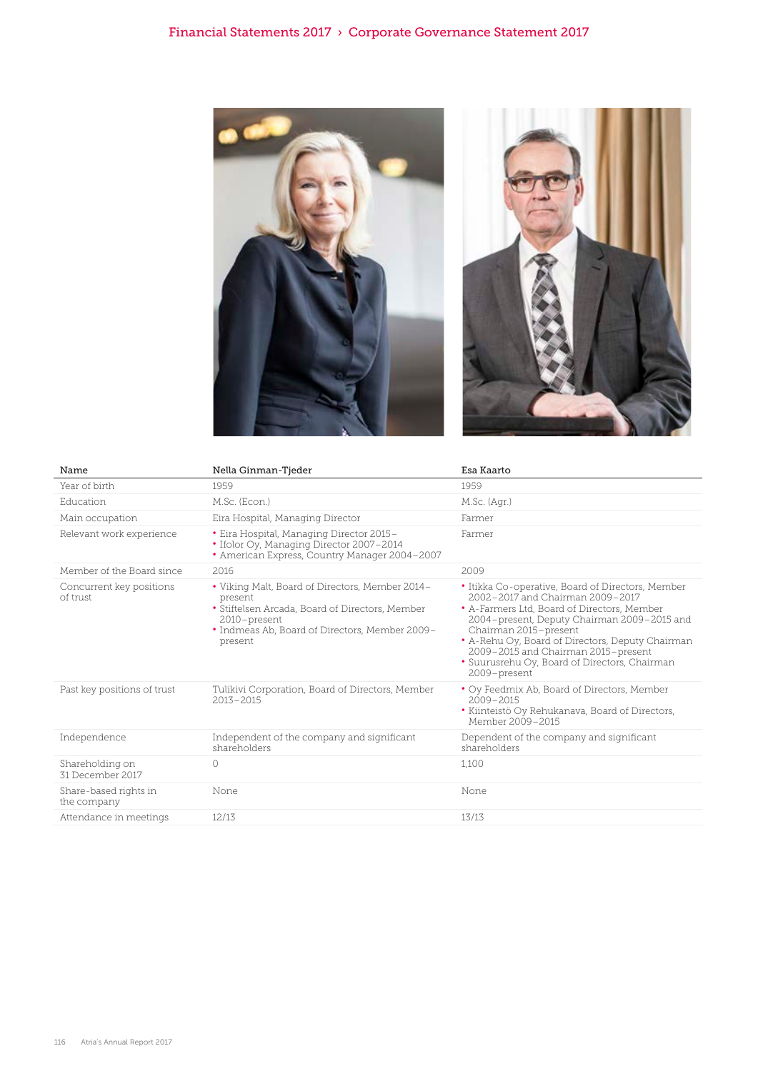| Name | Nella Ginman-Tjeder | Esa Kaarto |
| --- | --- | --- |
| Year of birth | 1959 | 1959 |
| Education | M.Sc. (Econ.) | M.Sc. (Agr.) |
| Main occupation | Eira Hospital, Managing Director | Farmer |
| Relevant work experience | • Eira Hospital, Managing Director 2015–<br>• Ifolor Oy, Managing Director 2007–2014<br>• American Express, Country Manager 2004–2007 | Farmer |
| Member of the Board since | 2016 | 2009 |
| Concurrent key positions of trust | • Viking Malt, Board of Directors, Member 2014–present<br>• Stiftelsen Arcada, Board of Directors, Member 2010–present<br>• Indmeas Ab, Board of Directors, Member 2009–present | • Itikka Co-operative, Board of Directors, Member 2002–2017 and Chairman 2009–2017<br>• A-Farmers Ltd, Board of Directors, Member 2004–present, Deputy Chairman 2009–2015 and Chairman 2015–present<br>• A-Rehu Oy, Board of Directors, Deputy Chairman 2009–2015 and Chairman 2015–present<br>• Suurusrehu Oy, Board of Directors, Chairman 2009–present |
| Past key positions of trust | Tulikivi Corporation, Board of Directors, Member 2013–2015 | • Oy Feedmix Ab, Board of Directors, Member 2009–2015<br>• Kiinteistö Oy Rehukanava, Board of Directors, Member 2009–2015 |
| Independence | Independent of the company and significant shareholders | Dependent of the company and significant shareholders |
| Shareholding on 31 December 2017 | 0 | 1,100 |
| Share-based rights in the company | None | None |
| Attendance in meetings | 12/13 | 13/13 |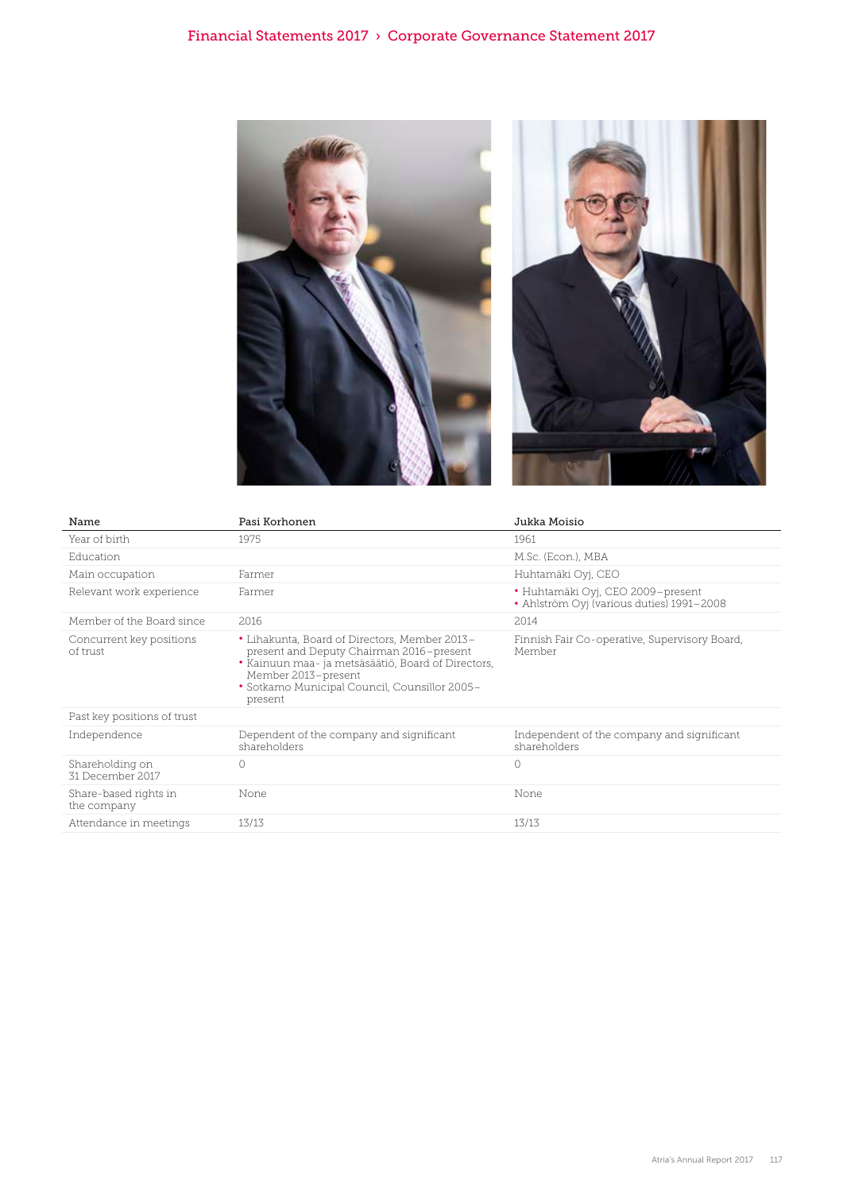| Name | Pasi Korhonen | Jukka Moisio |
|---|---|---|
| Year of birth | 1975 | 1961 |
| Education | | M.Sc. (Econ.), MBA |
| Main occupation | Farmer | Huhtamäki Oyj, CEO |
| Relevant work experience | Farmer | • Huhtamäki Oyj, CEO 2009–present<br>• Ahlström Oyj (various duties) 1991–2008 |
| Member of the Board since | 2016 | 2014 |
| Concurrent key positions of trust | • Lihakunta, Board of Directors, Member 2013–present and Deputy Chairman 2016–present<br>• Kainuun maa- ja metsäsäätiö, Board of Directors, Member 2013–present<br>• Sotkamo Municipal Council, Counsillor 2005–present | Finnish Fair Co-operative, Supervisory Board, Member |
| Past key positions of trust | | |
| Independence | Dependent of the company and significant shareholders | Independent of the company and significant shareholders |
| Shareholding on 31 December 2017 | 0 | 0 |
| Share-based rights in the company | None | None |
| Attendance in meetings | 13/13 | 13/13 |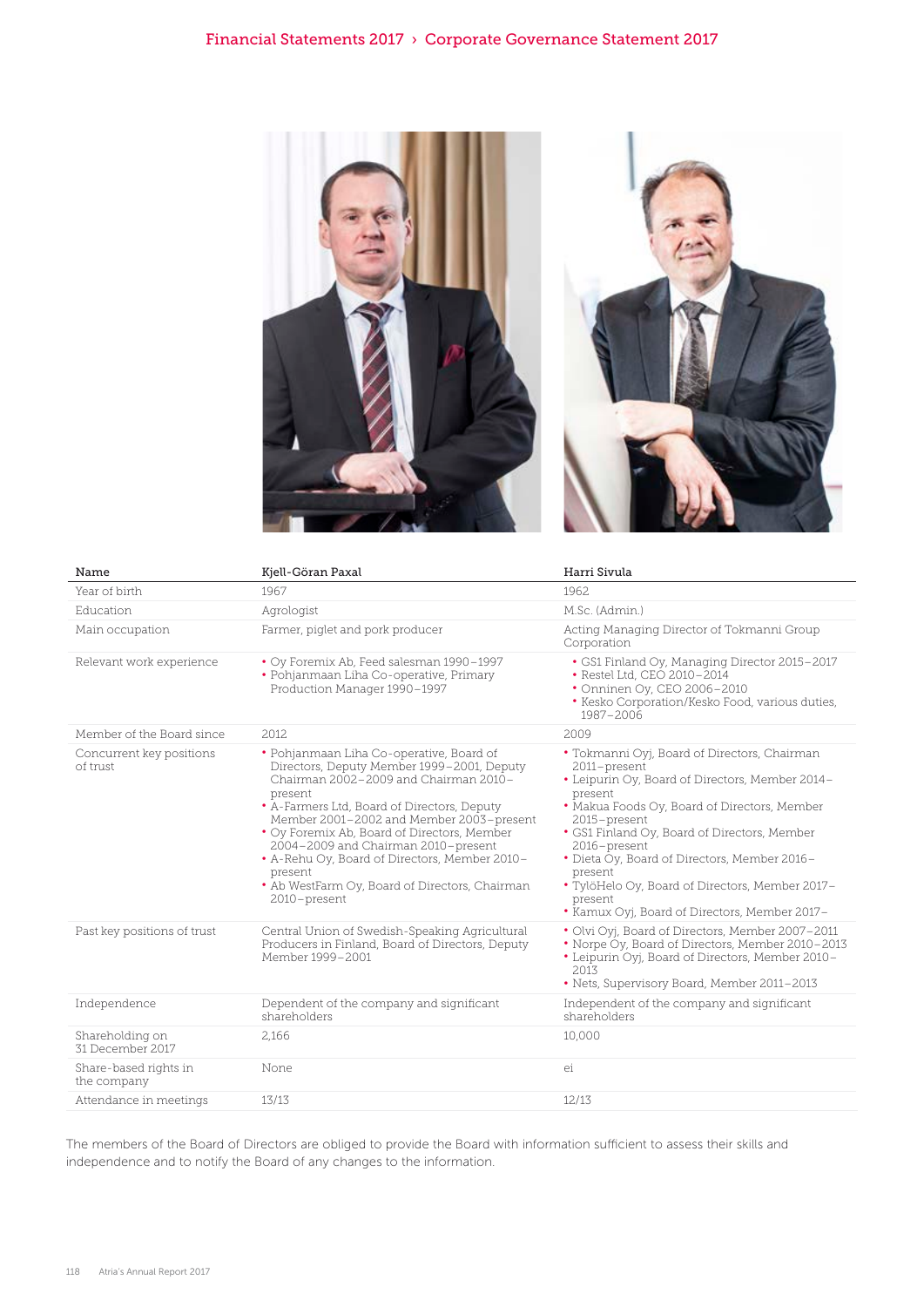| Name | Kjell-Göran Paxal | Harri Sivula |
|---|---|---|
| Year of birth | 1967 | 1962 |
| Education | Agrologist | M.Sc. (Admin.) |
| Main occupation | Farmer, piglet and pork producer | Acting Managing Director of Tokmanni Group Corporation |
| Relevant work experience | • Oy Foremix Ab, Feed salesman 1990–1997<br>• Pohjanmaan Liha Co-operative, Primary Production Manager 1990–1997 | • GS1 Finland Oy, Managing Director 2015–2017<br>• Restel Ltd, CEO 2010–2014<br>• Onninen Oy, CEO 2006–2010<br>• Kesko Corporation/Kesko Food, various duties, 1987–2006 |
| Member of the Board since | 2012 | 2009 |
| Concurrent key positions of trust | • Pohjanmaan Liha Co-operative, Board of Directors, Deputy Member 1999–2001, Deputy Chairman 2002–2009 and Chairman 2010–present<br>• A-Farmers Ltd, Board of Directors, Deputy Member 2001–2002 and Member 2003–present<br>• Oy Foremix Ab, Board of Directors, Member 2004–2009 and Chairman 2010–present<br>• A-Rehu Oy, Board of Directors, Member 2010–present<br>• Ab WestFarm Oy, Board of Directors, Chairman 2010–present | • Tokmanni Oyj, Board of Directors, Chairman 2011–present<br>• Leipurin Oy, Board of Directors, Member 2014–present<br>• Makua Foods Oy, Board of Directors, Member 2015–present<br>• GS1 Finland Oy, Board of Directors, Member 2016–present<br>• Dieta Oy, Board of Directors, Member 2016–present<br>• TylöHelo Oy, Board of Directors, Member 2017–present<br>• Kamux Oyj, Board of Directors, Member 2017– |
| Past key positions of trust | Central Union of Swedish-Speaking Agricultural Producers in Finland, Board of Directors, Deputy Member 1999–2001 | • Olvi Oyj, Board of Directors, Member 2007–2011<br>• Norpe Oy, Board of Directors, Member 2010–2013<br>• Leipurin Oyj, Board of Directors, Member 2010–2013<br>• Nets, Supervisory Board, Member 2011–2013 |
| Independence | Dependent of the company and significant shareholders | Independent of the company and significant shareholders |
| Shareholding on 31 December 2017 | 2,166 | 10,000 |
| Share-based rights in the company | None | ei |
| Attendance in meetings | 13/13 | 12/13 |

The members of the Board of Directors are obliged to provide the Board with information sufficient to assess their skills and independence and to notify the Board of any changes to the information.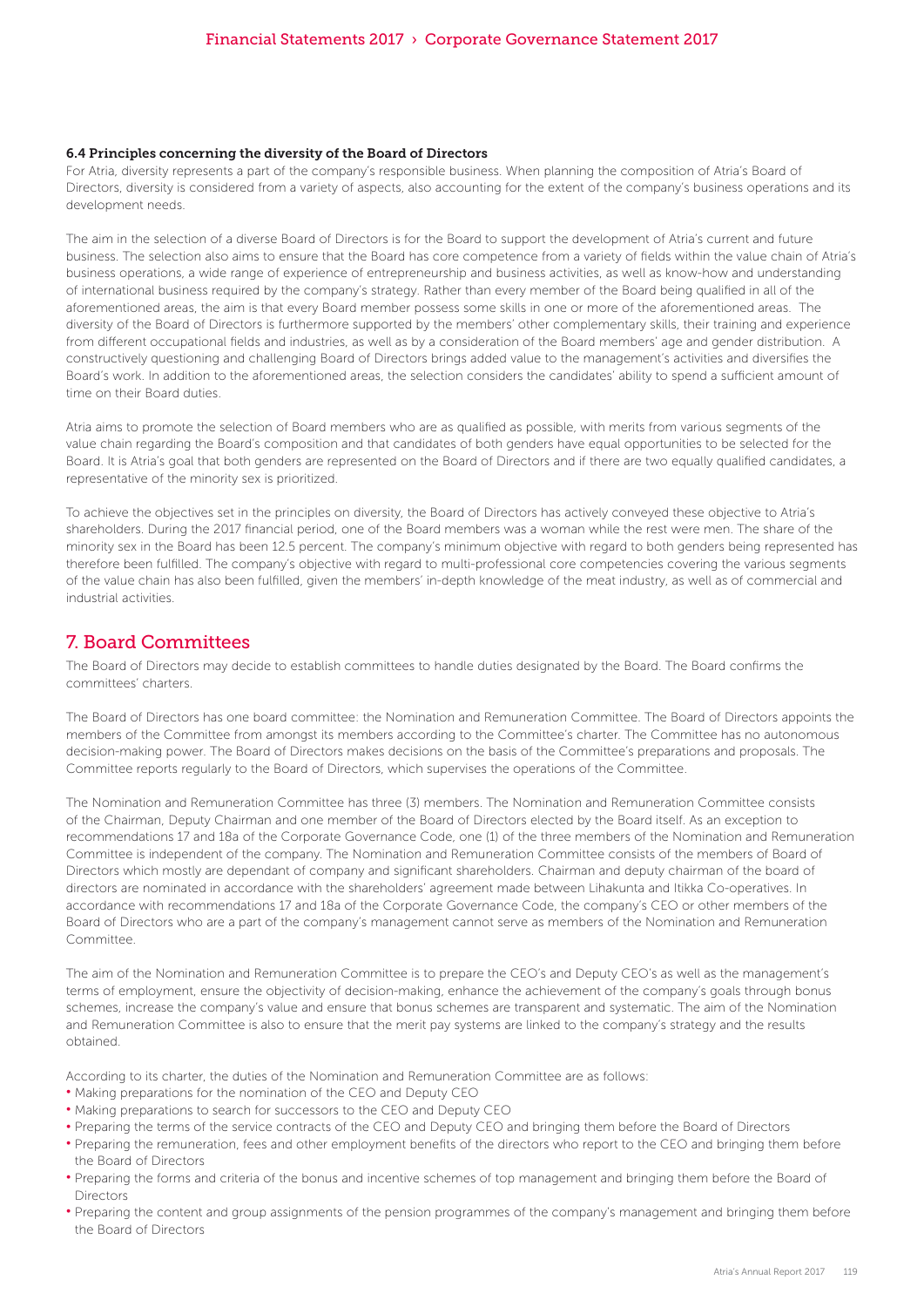### 6.4 Principles concerning the diversity of the Board of Directors

For Atria, diversity represents a part of the company's responsible business. When planning the composition of Atria's Board of Directors, diversity is considered from a variety of aspects, also accounting for the extent of the company's business operations and its development needs.

The aim in the selection of a diverse Board of Directors is for the Board to support the development of Atria's current and future business. The selection also aims to ensure that the Board has core competence from a variety of fields within the value chain of Atria's business operations, a wide range of experience of entrepreneurship and business activities, as well as know-how and understanding of international business required by the company's strategy. Rather than every member of the Board being qualified in all of the aforementioned areas, the aim is that every Board member possess some skills in one or more of the aforementioned areas. The diversity of the Board of Directors is furthermore supported by the members' other complementary skills, their training and experience from different occupational fields and industries, as well as by a consideration of the Board members' age and gender distribution. A constructively questioning and challenging Board of Directors brings added value to the management's activities and diversifies the Board's work. In addition to the aforementioned areas, the selection considers the candidates' ability to spend a sufficient amount of time on their Board duties.

Atria aims to promote the selection of Board members who are as qualified as possible, with merits from various segments of the value chain regarding the Board's composition and that candidates of both genders have equal opportunities to be selected for the Board. It is Atria's goal that both genders are represented on the Board of Directors and if there are two equally qualified candidates, a representative of the minority sex is prioritized.

To achieve the objectives set in the principles on diversity, the Board of Directors has actively conveyed these objective to Atria's shareholders. During the 2017 financial period, one of the Board members was a woman while the rest were men. The share of the minority sex in the Board has been 12.5 percent. The company's minimum objective with regard to both genders being represented has therefore been fulfilled. The company's objective with regard to multi-professional core competencies covering the various segments of the value chain has also been fulfilled, given the members' in-depth knowledge of the meat industry, as well as of commercial and industrial activities.

## 7. Board Committees

The Board of Directors may decide to establish committees to handle duties designated by the Board. The Board confirms the committees' charters.

The Board of Directors has one board committee: the Nomination and Remuneration Committee. The Board of Directors appoints the members of the Committee from amongst its members according to the Committee's charter. The Committee has no autonomous decision-making power. The Board of Directors makes decisions on the basis of the Committee's preparations and proposals. The Committee reports regularly to the Board of Directors, which supervises the operations of the Committee.

The Nomination and Remuneration Committee has three (3) members. The Nomination and Remuneration Committee consists of the Chairman, Deputy Chairman and one member of the Board of Directors elected by the Board itself. As an exception to recommendations 17 and 18a of the Corporate Governance Code, one (1) of the three members of the Nomination and Remuneration Committee is independent of the company. The Nomination and Remuneration Committee consists of the members of Board of Directors which mostly are dependant of company and significant shareholders. Chairman and deputy chairman of the board of directors are nominated in accordance with the shareholders' agreement made between Lihakunta and Itikka Co-operatives. In accordance with recommendations 17 and 18a of the Corporate Governance Code, the company's CEO or other members of the Board of Directors who are a part of the company's management cannot serve as members of the Nomination and Remuneration Committee.

The aim of the Nomination and Remuneration Committee is to prepare the CEO's and Deputy CEO's as well as the management's terms of employment, ensure the objectivity of decision-making, enhance the achievement of the company's goals through bonus schemes, increase the company's value and ensure that bonus schemes are transparent and systematic. The aim of the Nomination and Remuneration Committee is also to ensure that the merit pay systems are linked to the company's strategy and the results obtained.

According to its charter, the duties of the Nomination and Remuneration Committee are as follows:

- Making preparations for the nomination of the CEO and Deputy CEO
- Making preparations to search for successors to the CEO and Deputy CEO
- Preparing the terms of the service contracts of the CEO and Deputy CEO and bringing them before the Board of Directors
- Preparing the remuneration, fees and other employment benefits of the directors who report to the CEO and bringing them before the Board of Directors
- Preparing the forms and criteria of the bonus and incentive schemes of top management and bringing them before the Board of Directors
- Preparing the content and group assignments of the pension programmes of the company's management and bringing them before the Board of Directors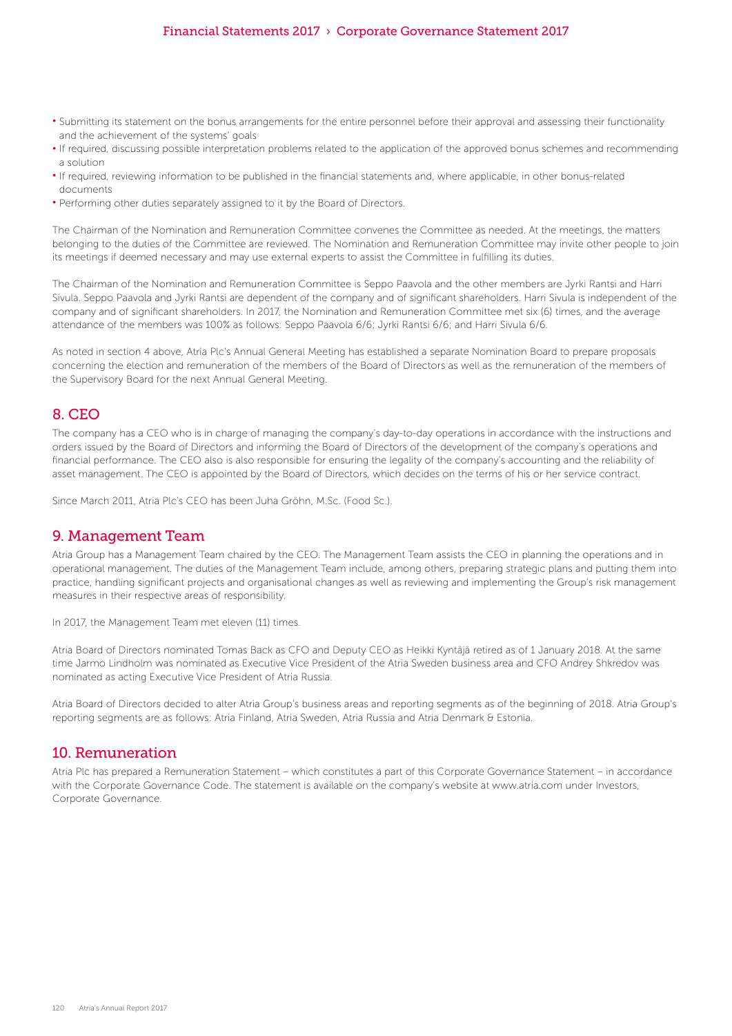- Submitting its statement on the bonus arrangements for the entire personnel before their approval and assessing their functionality and the achievement of the systems' goals
- If required, discussing possible interpretation problems related to the application of the approved bonus schemes and recommending a solution
- If required, reviewing information to be published in the financial statements and, where applicable, in other bonus-related documents
- Performing other duties separately assigned to it by the Board of Directors.

The Chairman of the Nomination and Remuneration Committee convenes the Committee as needed. At the meetings, the matters belonging to the duties of the Committee are reviewed. The Nomination and Remuneration Committee may invite other people to join its meetings if deemed necessary and may use external experts to assist the Committee in fulfilling its duties.

The Chairman of the Nomination and Remuneration Committee is Seppo Paavola and the other members are Jyrki Rantsi and Harri Sivula. Seppo Paavola and Jyrki Rantsi are dependent of the company and of significant shareholders. Harri Sivula is independent of the company and of significant shareholders. In 2017, the Nomination and Remuneration Committee met six (6) times, and the average attendance of the members was 100% as follows: Seppo Paavola 6/6; Jyrki Rantsi 6/6; and Harri Sivula 6/6.

As noted in section 4 above, Atria Plc's Annual General Meeting has established a separate Nomination Board to prepare proposals concerning the election and remuneration of the members of the Board of Directors as well as the remuneration of the members of the Supervisory Board for the next Annual General Meeting.

## 8. CEO

The company has a CEO who is in charge of managing the company's day-to-day operations in accordance with the instructions and orders issued by the Board of Directors and informing the Board of Directors of the development of the company's operations and financial performance. The CEO also is also responsible for ensuring the legality of the company's accounting and the reliability of asset management. The CEO is appointed by the Board of Directors, which decides on the terms of his or her service contract.

Since March 2011, Atria Plc's CEO has been Juha Gröhn, M.Sc. (Food Sc.).

## 9. Management Team

Atria Group has a Management Team chaired by the CEO. The Management Team assists the CEO in planning the operations and in operational management. The duties of the Management Team include, among others, preparing strategic plans and putting them into practice, handling significant projects and organisational changes as well as reviewing and implementing the Group's risk management measures in their respective areas of responsibility.

In 2017, the Management Team met eleven (11) times.

Atria Board of Directors nominated Tomas Back as CFO and Deputy CEO as Heikki Kyntäjä retired as of 1 January 2018. At the same time Jarmo Lindholm was nominated as Executive Vice President of the Atria Sweden business area and CFO Andrey Shkredov was nominated as acting Executive Vice President of Atria Russia.

Atria Board of Directors decided to alter Atria Group's business areas and reporting segments as of the beginning of 2018. Atria Group's reporting segments are as follows: Atria Finland, Atria Sweden, Atria Russia and Atria Denmark & Estonia.

## 10. Remuneration

Atria Plc has prepared a Remuneration Statement – which constitutes a part of this Corporate Governance Statement – in accordance with the Corporate Governance Code. The statement is available on the company's website at www.atria.com under Investors, Corporate Governance.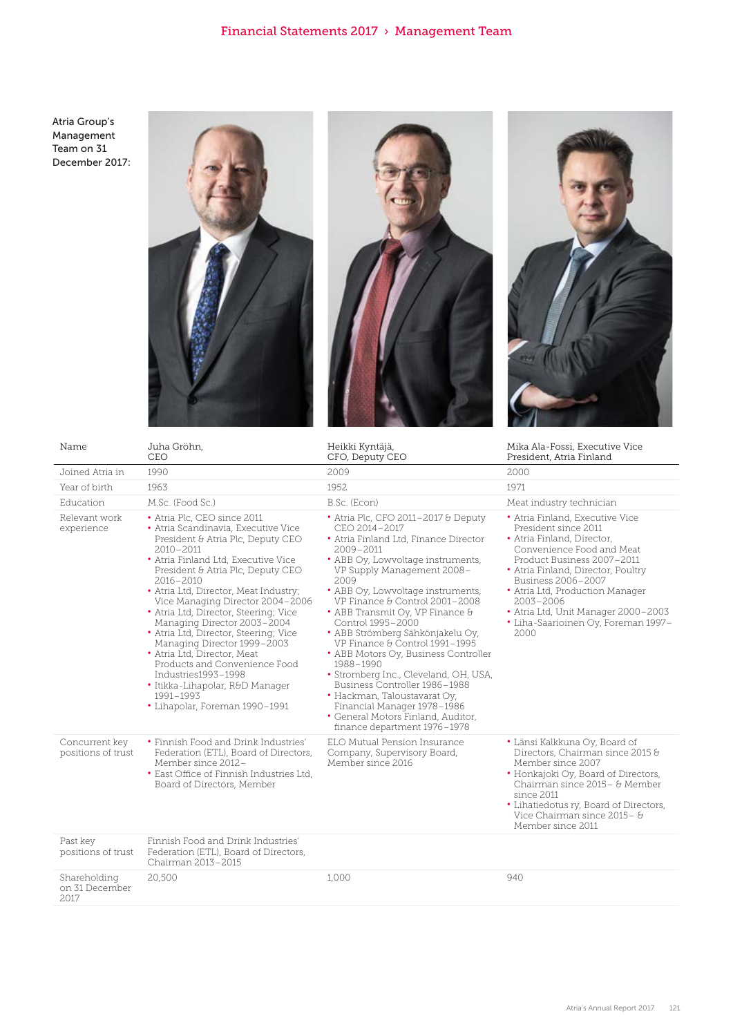Atria Group's Management Team on 31 December 2017:

| Name | Juha Gröhn, CEO | Heikki Kyntäjä, CFO, Deputy CEO | Mika Ala-Fossi, Executive Vice President, Atria Finland |
|---|---|---|---|
| Joined Atria in | 1990 | 2009 | 2000 |
| Year of birth | 1963 | 1952 | 1971 |
| Education | M.Sc. (Food Sc.) | B.Sc. (Econ) | Meat industry technician |
| Relevant work experience | • Atria Plc, CEO since 2011<br>• Atria Scandinavia, Executive Vice President & Atria Plc, Deputy CEO 2010–2011<br>• Atria Finland Ltd, Executive Vice President & Atria Plc, Deputy CEO 2016–2010<br>• Atria Ltd, Director, Meat Industry; Vice Managing Director 2004–2006<br>• Atria Ltd, Director, Steering; Vice Managing Director 2003–2004<br>• Atria Ltd, Director, Steering; Vice Managing Director 1999–2003<br>• Atria Ltd, Director, Meat Products and Convenience Food Industries1993–1998<br>• Itikka-Lihapolar, R&D Manager 1991–1993<br>• Lihapolar, Foreman 1990–1991 | • Atria Plc, CFO 2011–2017 & Deputy CEO 2014–2017<br>• Atria Finland Ltd, Finance Director 2009–2011<br>• ABB Oy, Lowvoltage instruments, VP Supply Management 2008–2009<br>• ABB Oy, Lowvoltage instruments, VP Finance & Control 2001–2008<br>• ABB Transmit Oy, VP Finance & Control 1995–2000<br>• ABB Strömberg Sähkönjakelu Oy, VP Finance & Control 1991–1995<br>• ABB Motors Oy, Business Controller 1988–1990<br>• Stromberg Inc., Cleveland, OH, USA, Business Controller 1986–1988<br>• Hackman, Taloustavarat Oy, Financial Manager 1978–1986<br>• General Motors Finland, Auditor, finance department 1976–1978 | • Atria Finland, Executive Vice President since 2011<br>• Atria Finland, Director, Convenience Food and Meat Product Business 2007–2011<br>• Atria Finland, Director, Poultry Business 2006–2007<br>• Atria Ltd, Production Manager 2003–2006<br>• Atria Ltd, Unit Manager 2000–2003<br>• Liha-Saarioinen Oy, Foreman 1997–2000 |
| Concurrent key positions of trust | • Finnish Food and Drink Industries' Federation (ETL), Board of Directors, Member since 2012–<br>• East Office of Finnish Industries Ltd, Board of Directors, Member | ELO Mutual Pension Insurance Company, Supervisory Board, Member since 2016 | • Länsi Kalkkuna Oy, Board of Directors, Chairman since 2015 & Member since 2007<br>• Honkajoki Oy, Board of Directors, Chairman since 2015– & Member since 2011<br>• Lihatiedotus ry, Board of Directors, Vice Chairman since 2015– & Member since 2011 |
| Past key positions of trust | Finnish Food and Drink Industries' Federation (ETL), Board of Directors, Chairman 2013–2015 | | |
| Shareholding on 31 December 2017 | 20,500 | 1,000 | 940 |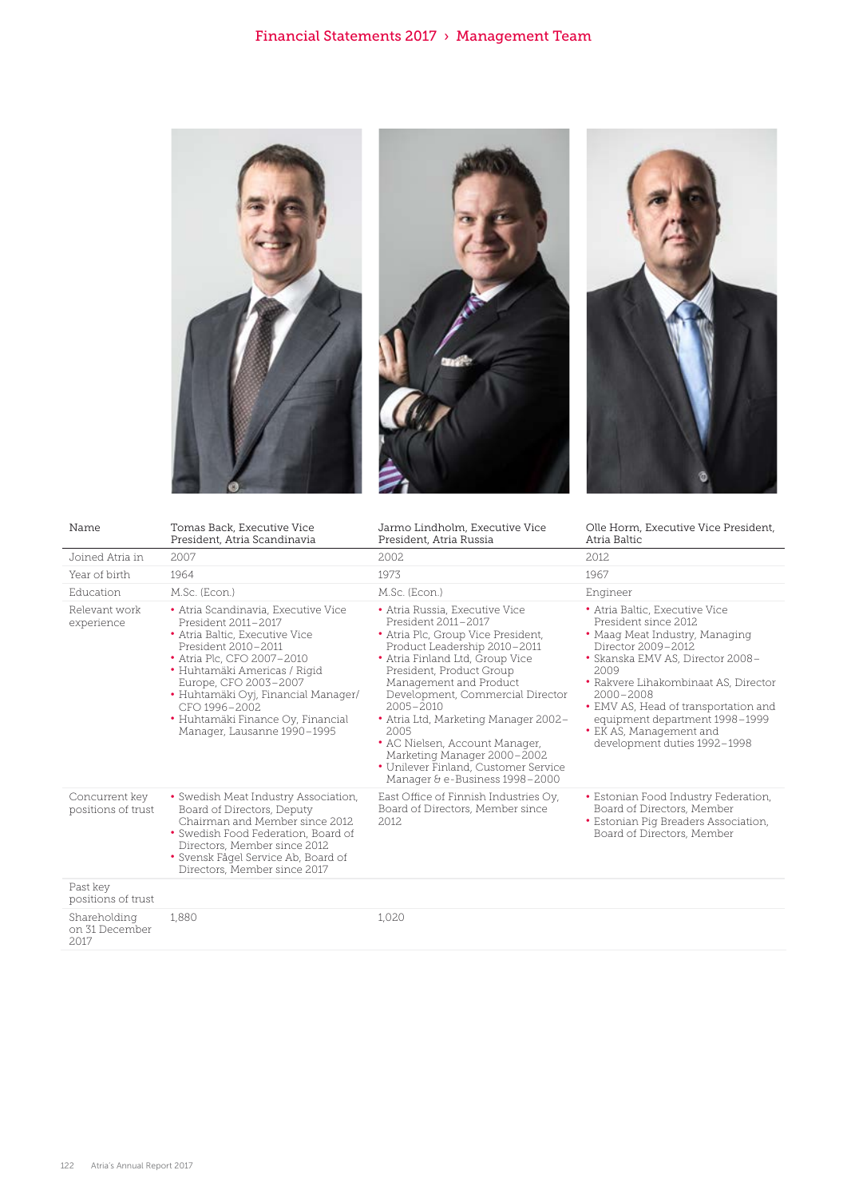| Name | Tomas Back, Executive Vice President, Atria Scandinavia | Jarmo Lindholm, Executive Vice President, Atria Russia | Olle Horm, Executive Vice President, Atria Baltic |
|---|---|---|---|
| Joined Atria in | 2007 | 2002 | 2012 |
| Year of birth | 1964 | 1973 | 1967 |
| Education | M.Sc. (Econ.) | M.Sc. (Econ.) | Engineer |
| Relevant work experience | • Atria Scandinavia, Executive Vice President 2011–2017<br>• Atria Baltic, Executive Vice President 2010–2011<br>• Atria Plc, CFO 2007–2010<br>• Huhtamäki Americas / Rigid Europe, CFO 2003–2007<br>• Huhtamäki Oyj, Financial Manager/ CFO 1996–2002<br>• Huhtamäki Finance Oy, Financial Manager, Lausanne 1990–1995 | • Atria Russia, Executive Vice President 2011–2017<br>• Atria Plc, Group Vice President, Product Leadership 2010–2011<br>• Atria Finland Ltd, Group Vice President, Product Group Management and Product Development, Commercial Director 2005–2010<br>• Atria Ltd, Marketing Manager 2002–2005<br>• AC Nielsen, Account Manager, Marketing Manager 2000–2002<br>• Unilever Finland, Customer Service Manager & e-Business 1998–2000 | • Atria Baltic, Executive Vice President since 2012<br>• Maag Meat Industry, Managing Director 2009–2012<br>• Skanska EMV AS, Director 2008–2009<br>• Rakvere Lihakombinaat AS, Director 2000–2008<br>• EMV AS, Head of transportation and equipment department 1998–1999<br>• EK AS, Management and development duties 1992–1998 |
| Concurrent key positions of trust | • Swedish Meat Industry Association, Board of Directors, Deputy Chairman and Member since 2012<br>• Swedish Food Federation, Board of Directors, Member since 2012<br>• Svensk Fågel Service Ab, Board of Directors, Member since 2017 | East Office of Finnish Industries Oy, Board of Directors, Member since 2012 | • Estonian Food Industry Federation, Board of Directors, Member<br>• Estonian Pig Breaders Association, Board of Directors, Member |
| Past key positions of trust | | | |
| Shareholding on 31 December 2017 | 1,880 | 1,020 | |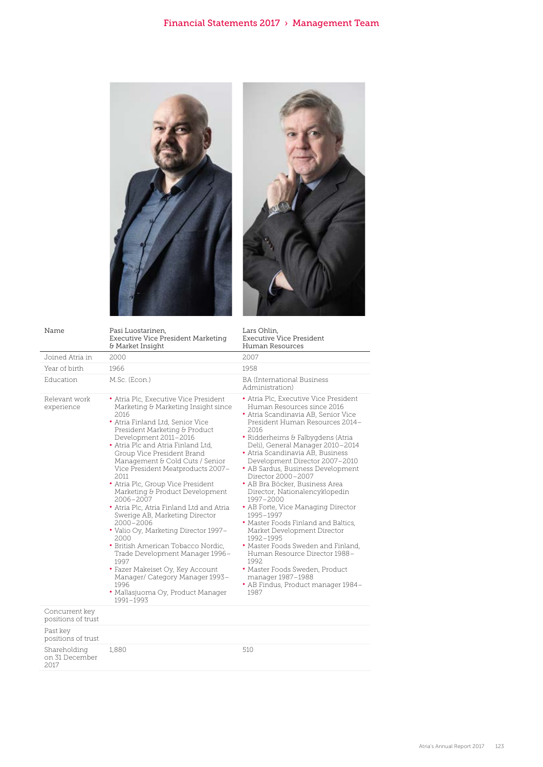| Name | Pasi Luostarinen, Executive Vice President Marketing & Market Insight | Lars Ohlin, Executive Vice President Human Resources |
|---|---|---|
| Joined Atria in | 2000 | 2007 |
| Year of birth | 1966 | 1958 |
| Education | M.Sc. (Econ.) | BA (International Business Administration) |
| Relevant work experience | • Atria Plc, Executive Vice President Marketing & Marketing Insight since 2016<br>• Atria Finland Ltd, Senior Vice President Marketing & Product Development 2011–2016<br>• Atria Plc and Atria Finland Ltd, Group Vice President Brand Management & Cold Cuts / Senior Vice President Meatproducts 2007–2011<br>• Atria Plc, Group Vice President Marketing & Product Development 2006–2007<br>• Atria Plc, Atria Finland Ltd and Atria Swerige AB, Marketing Director 2000–2006<br>• Valio Oy, Marketing Director 1997–2000<br>• British American Tobacco Nordic, Trade Development Manager 1996–1997<br>• Fazer Makeiset Oy, Key Account Manager/ Category Manager 1993–1996<br>• Mallasjuoma Oy, Product Manager 1991–1993 | • Atria Plc, Executive Vice President Human Resources since 2016<br>• Atria Scandinavia AB, Senior Vice President Human Resources 2014–2016<br>• Ridderheims & Falbygdens (Atria Deli), General Manager 2010–2014<br>• Atria Scandinavia AB, Business Development Director 2007–2010<br>• AB Sardus, Business Development Director 2000–2007<br>• AB Bra Böcker, Business Area Director, Nationalencyklopedin 1997–2000<br>• AB Forte, Vice Managing Director 1995–1997<br>• Master Foods Finland and Baltics, Market Development Director 1992–1995<br>• Master Foods Sweden and Finland, Human Resource Director 1988–1992<br>• Master Foods Sweden, Product manager 1987–1988<br>• AB Findus, Product manager 1984–1987 |
| Concurrent key positions of trust | | |
| Past key positions of trust | | |
| Shareholding on 31 December 2017 | 1,880 | 510 |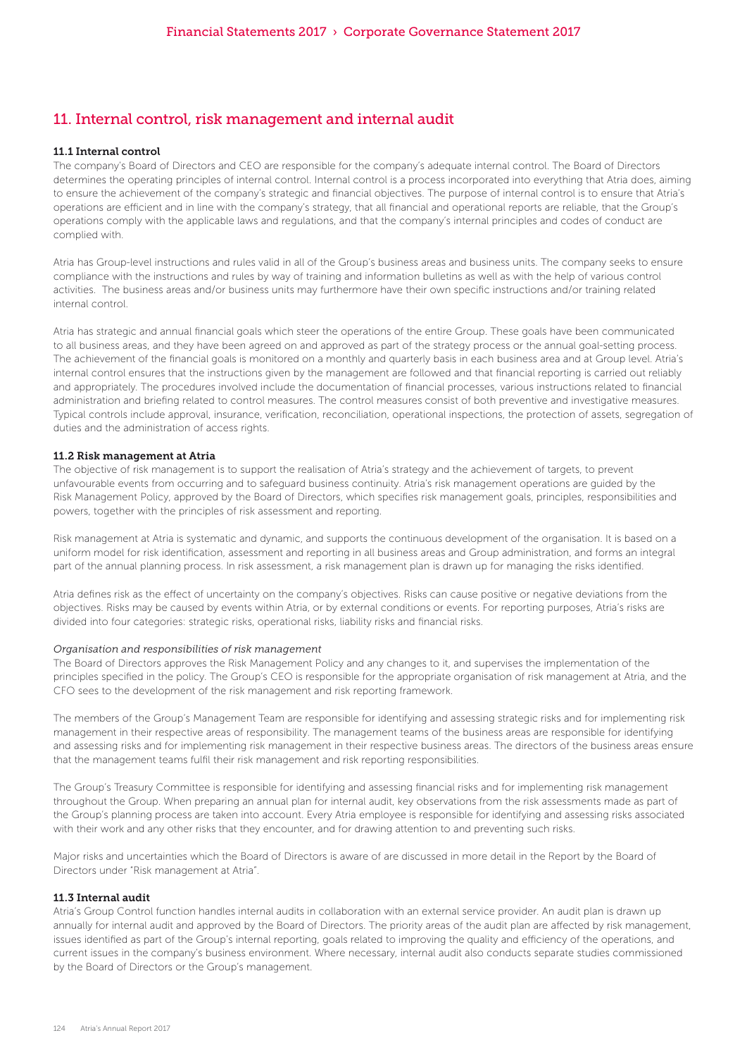## 11. Internal control, risk management and internal audit

### 11.1 Internal control

The company's Board of Directors and CEO are responsible for the company's adequate internal control. The Board of Directors determines the operating principles of internal control. Internal control is a process incorporated into everything that Atria does, aiming to ensure the achievement of the company's strategic and financial objectives. The purpose of internal control is to ensure that Atria's operations are efficient and in line with the company's strategy, that all financial and operational reports are reliable, that the Group's operations comply with the applicable laws and regulations, and that the company's internal principles and codes of conduct are complied with.

Atria has Group-level instructions and rules valid in all of the Group's business areas and business units. The company seeks to ensure compliance with the instructions and rules by way of training and information bulletins as well as with the help of various control activities. The business areas and/or business units may furthermore have their own specific instructions and/or training related internal control.

Atria has strategic and annual financial goals which steer the operations of the entire Group. These goals have been communicated to all business areas, and they have been agreed on and approved as part of the strategy process or the annual goal-setting process. The achievement of the financial goals is monitored on a monthly and quarterly basis in each business area and at Group level. Atria's internal control ensures that the instructions given by the management are followed and that financial reporting is carried out reliably and appropriately. The procedures involved include the documentation of financial processes, various instructions related to financial administration and briefing related to control measures. The control measures consist of both preventive and investigative measures. Typical controls include approval, insurance, verification, reconciliation, operational inspections, the protection of assets, segregation of duties and the administration of access rights.

### 11.2 Risk management at Atria

The objective of risk management is to support the realisation of Atria's strategy and the achievement of targets, to prevent unfavourable events from occurring and to safeguard business continuity. Atria's risk management operations are guided by the Risk Management Policy, approved by the Board of Directors, which specifies risk management goals, principles, responsibilities and powers, together with the principles of risk assessment and reporting.

Risk management at Atria is systematic and dynamic, and supports the continuous development of the organisation. It is based on a uniform model for risk identification, assessment and reporting in all business areas and Group administration, and forms an integral part of the annual planning process. In risk assessment, a risk management plan is drawn up for managing the risks identified.

Atria defines risk as the effect of uncertainty on the company's objectives. Risks can cause positive or negative deviations from the objectives. Risks may be caused by events within Atria, or by external conditions or events. For reporting purposes, Atria's risks are divided into four categories: strategic risks, operational risks, liability risks and financial risks.

*Organisation and responsibilities of risk management*

The Board of Directors approves the Risk Management Policy and any changes to it, and supervises the implementation of the principles specified in the policy. The Group's CEO is responsible for the appropriate organisation of risk management at Atria, and the CFO sees to the development of the risk management and risk reporting framework.

The members of the Group's Management Team are responsible for identifying and assessing strategic risks and for implementing risk management in their respective areas of responsibility. The management teams of the business areas are responsible for identifying and assessing risks and for implementing risk management in their respective business areas. The directors of the business areas ensure that the management teams fulfil their risk management and risk reporting responsibilities.

The Group's Treasury Committee is responsible for identifying and assessing financial risks and for implementing risk management throughout the Group. When preparing an annual plan for internal audit, key observations from the risk assessments made as part of the Group's planning process are taken into account. Every Atria employee is responsible for identifying and assessing risks associated with their work and any other risks that they encounter, and for drawing attention to and preventing such risks.

Major risks and uncertainties which the Board of Directors is aware of are discussed in more detail in the Report by the Board of Directors under "Risk management at Atria".

### 11.3 Internal audit

Atria's Group Control function handles internal audits in collaboration with an external service provider. An audit plan is drawn up annually for internal audit and approved by the Board of Directors. The priority areas of the audit plan are affected by risk management, issues identified as part of the Group's internal reporting, goals related to improving the quality and efficiency of the operations, and current issues in the company's business environment. Where necessary, internal audit also conducts separate studies commissioned by the Board of Directors or the Group's management.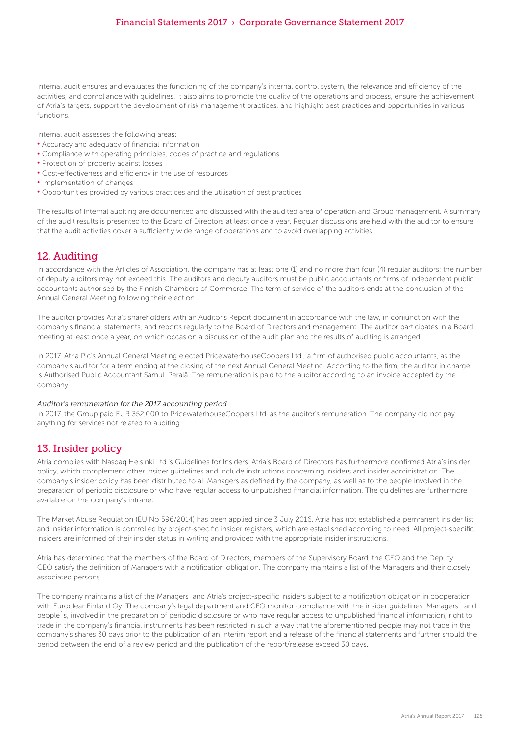Internal audit ensures and evaluates the functioning of the company's internal control system, the relevance and efficiency of the activities, and compliance with guidelines. It also aims to promote the quality of the operations and process, ensure the achievement of Atria's targets, support the development of risk management practices, and highlight best practices and opportunities in various functions.

Internal audit assesses the following areas:

- Accuracy and adequacy of financial information
- Compliance with operating principles, codes of practice and regulations
- Protection of property against losses
- Cost-effectiveness and efficiency in the use of resources
- Implementation of changes
- Opportunities provided by various practices and the utilisation of best practices

The results of internal auditing are documented and discussed with the audited area of operation and Group management. A summary of the audit results is presented to the Board of Directors at least once a year. Regular discussions are held with the auditor to ensure that the audit activities cover a sufficiently wide range of operations and to avoid overlapping activities.

## 12. Auditing

In accordance with the Articles of Association, the company has at least one (1) and no more than four (4) regular auditors; the number of deputy auditors may not exceed this. The auditors and deputy auditors must be public accountants or firms of independent public accountants authorised by the Finnish Chambers of Commerce. The term of service of the auditors ends at the conclusion of the Annual General Meeting following their election.

The auditor provides Atria's shareholders with an Auditor's Report document in accordance with the law, in conjunction with the company's financial statements, and reports regularly to the Board of Directors and management. The auditor participates in a Board meeting at least once a year, on which occasion a discussion of the audit plan and the results of auditing is arranged.

In 2017, Atria Plc's Annual General Meeting elected PricewaterhouseCoopers Ltd., a firm of authorised public accountants, as the company's auditor for a term ending at the closing of the next Annual General Meeting. According to the firm, the auditor in charge is Authorised Public Accountant Samuli Perälä. The remuneration is paid to the auditor according to an invoice accepted by the company.

*Auditor's remuneration for the 2017 accounting period*

In 2017, the Group paid EUR 352,000 to PricewaterhouseCoopers Ltd. as the auditor's remuneration. The company did not pay anything for services not related to auditing.

## 13. Insider policy

Atria complies with Nasdaq Helsinki Ltd.'s Guidelines for Insiders. Atria's Board of Directors has furthermore confirmed Atria's insider policy, which complement other insider guidelines and include instructions concerning insiders and insider administration. The company's insider policy has been distributed to all Managers as defined by the company, as well as to the people involved in the preparation of periodic disclosure or who have regular access to unpublished financial information. The guidelines are furthermore available on the company's intranet.

The Market Abuse Regulation (EU No 596/2014) has been applied since 3 July 2016. Atria has not established a permanent insider list and insider information is controlled by project-specific insider registers, which are established according to need. All project-specific insiders are informed of their insider status in writing and provided with the appropriate insider instructions.

Atria has determined that the members of the Board of Directors, members of the Supervisory Board, the CEO and the Deputy CEO satisfy the definition of Managers with a notification obligation. The company maintains a list of the Managers and their closely associated persons.

The company maintains a list of the Managers and Atria's project-specific insiders subject to a notification obligation in cooperation with Euroclear Finland Oy. The company's legal department and CFO monitor compliance with the insider guidelines. Managers` and people`s, involved in the preparation of periodic disclosure or who have regular access to unpublished financial information, right to trade in the company's financial instruments has been restricted in such a way that the aforementioned people may not trade in the company's shares 30 days prior to the publication of an interim report and a release of the financial statements and further should the period between the end of a review period and the publication of the report/release exceed 30 days.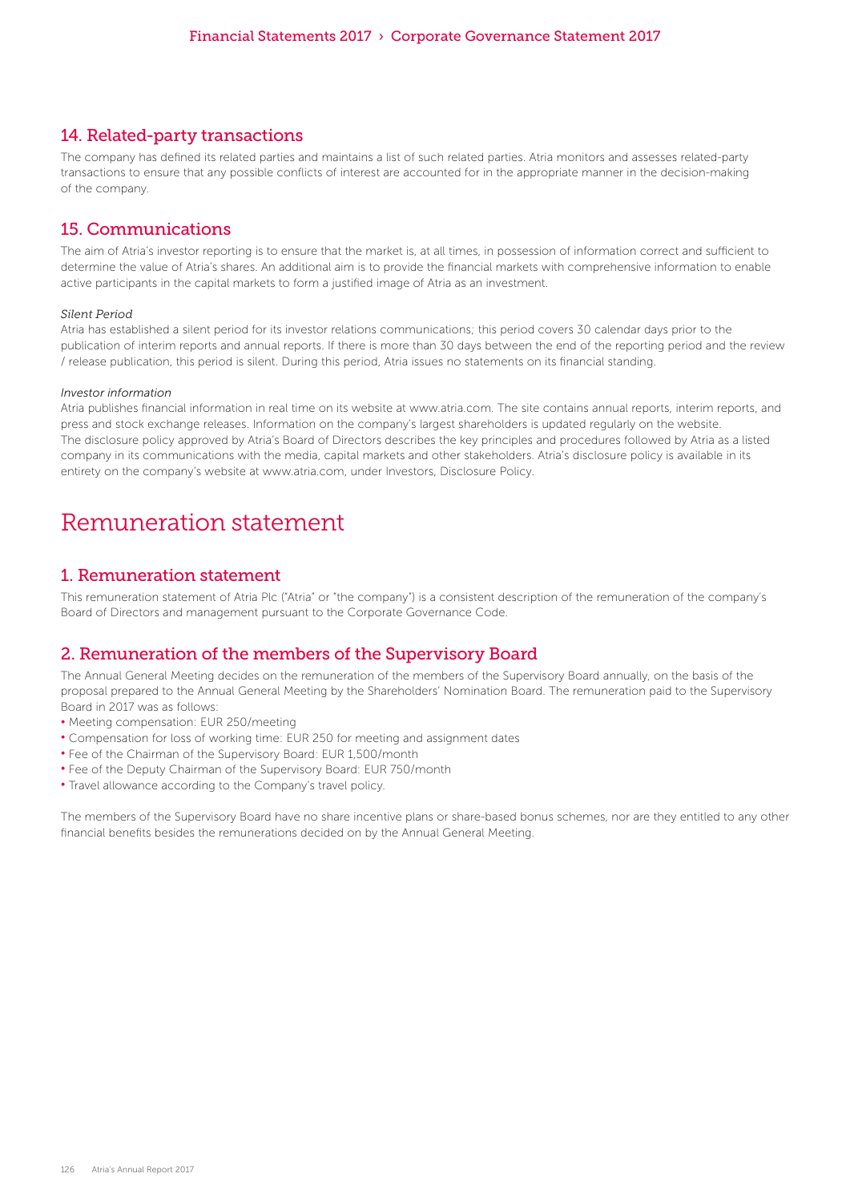## 14. Related-party transactions

The company has defined its related parties and maintains a list of such related parties. Atria monitors and assesses related-party transactions to ensure that any possible conflicts of interest are accounted for in the appropriate manner in the decision-making of the company.

## 15. Communications

The aim of Atria's investor reporting is to ensure that the market is, at all times, in possession of information correct and sufficient to determine the value of Atria's shares. An additional aim is to provide the financial markets with comprehensive information to enable active participants in the capital markets to form a justified image of Atria as an investment.

*Silent Period*

Atria has established a silent period for its investor relations communications; this period covers 30 calendar days prior to the publication of interim reports and annual reports. If there is more than 30 days between the end of the reporting period and the review / release publication, this period is silent. During this period, Atria issues no statements on its financial standing.

*Investor information*

Atria publishes financial information in real time on its website at www.atria.com. The site contains annual reports, interim reports, and press and stock exchange releases. Information on the company's largest shareholders is updated regularly on the website. The disclosure policy approved by Atria's Board of Directors describes the key principles and procedures followed by Atria as a listed company in its communications with the media, capital markets and other stakeholders. Atria's disclosure policy is available in its entirety on the company's website at www.atria.com, under Investors, Disclosure Policy.

# Remuneration statement

## 1. Remuneration statement

This remuneration statement of Atria Plc ("Atria" or "the company") is a consistent description of the remuneration of the company's Board of Directors and management pursuant to the Corporate Governance Code.

## 2. Remuneration of the members of the Supervisory Board

The Annual General Meeting decides on the remuneration of the members of the Supervisory Board annually, on the basis of the proposal prepared to the Annual General Meeting by the Shareholders' Nomination Board. The remuneration paid to the Supervisory Board in 2017 was as follows:

- Meeting compensation: EUR 250/meeting
- Compensation for loss of working time: EUR 250 for meeting and assignment dates
- Fee of the Chairman of the Supervisory Board: EUR 1,500/month
- Fee of the Deputy Chairman of the Supervisory Board: EUR 750/month
- Travel allowance according to the Company's travel policy.

The members of the Supervisory Board have no share incentive plans or share-based bonus schemes, nor are they entitled to any other financial benefits besides the remunerations decided on by the Annual General Meeting.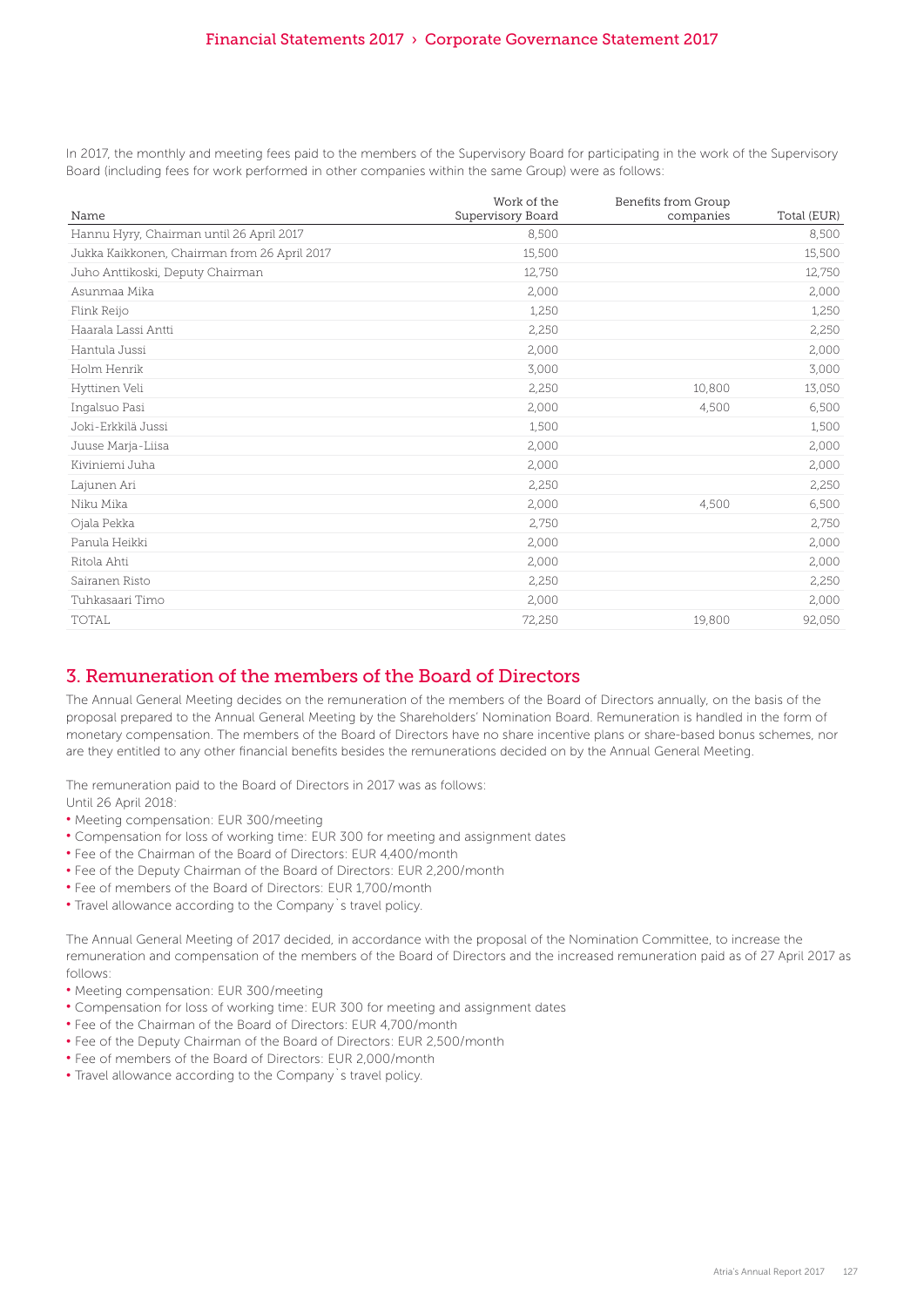In 2017, the monthly and meeting fees paid to the members of the Supervisory Board for participating in the work of the Supervisory Board (including fees for work performed in other companies within the same Group) were as follows:

| Name | Work of the Supervisory Board | Benefits from Group companies | Total (EUR) |
|---|---|---|---|
| Hannu Hyry, Chairman until 26 April 2017 | 8,500 | | 8,500 |
| Jukka Kaikkonen, Chairman from 26 April 2017 | 15,500 | | 15,500 |
| Juho Anttikoski, Deputy Chairman | 12,750 | | 12,750 |
| Asunmaa Mika | 2,000 | | 2,000 |
| Flink Reijo | 1,250 | | 1,250 |
| Haarala Lassi Antti | 2,250 | | 2,250 |
| Hantula Jussi | 2,000 | | 2,000 |
| Holm Henrik | 3,000 | | 3,000 |
| Hyttinen Veli | 2,250 | 10,800 | 13,050 |
| Ingalsuo Pasi | 2,000 | 4,500 | 6,500 |
| Joki-Erkkilä Jussi | 1,500 | | 1,500 |
| Juuse Marja-Liisa | 2,000 | | 2,000 |
| Kiviniemi Juha | 2,000 | | 2,000 |
| Lajunen Ari | 2,250 | | 2,250 |
| Niku Mika | 2,000 | 4,500 | 6,500 |
| Ojala Pekka | 2,750 | | 2,750 |
| Panula Heikki | 2,000 | | 2,000 |
| Ritola Ahti | 2,000 | | 2,000 |
| Sairanen Risto | 2,250 | | 2,250 |
| Tuhkasaari Timo | 2,000 | | 2,000 |
| TOTAL | 72,250 | 19,800 | 92,050 |

## 3. Remuneration of the members of the Board of Directors

The Annual General Meeting decides on the remuneration of the members of the Board of Directors annually, on the basis of the proposal prepared to the Annual General Meeting by the Shareholders' Nomination Board. Remuneration is handled in the form of monetary compensation. The members of the Board of Directors have no share incentive plans or share-based bonus schemes, nor are they entitled to any other financial benefits besides the remunerations decided on by the Annual General Meeting.

The remuneration paid to the Board of Directors in 2017 was as follows:
Until 26 April 2018:

- Meeting compensation: EUR 300/meeting
- Compensation for loss of working time: EUR 300 for meeting and assignment dates
- Fee of the Chairman of the Board of Directors: EUR 4,400/month
- Fee of the Deputy Chairman of the Board of Directors: EUR 2,200/month
- Fee of members of the Board of Directors: EUR 1,700/month
- Travel allowance according to the Company`s travel policy.

The Annual General Meeting of 2017 decided, in accordance with the proposal of the Nomination Committee, to increase the remuneration and compensation of the members of the Board of Directors and the increased remuneration paid as of 27 April 2017 as follows:

- Meeting compensation: EUR 300/meeting
- Compensation for loss of working time: EUR 300 for meeting and assignment dates
- Fee of the Chairman of the Board of Directors: EUR 4,700/month
- Fee of the Deputy Chairman of the Board of Directors: EUR 2,500/month
- Fee of members of the Board of Directors: EUR 2,000/month
- Travel allowance according to the Company`s travel policy.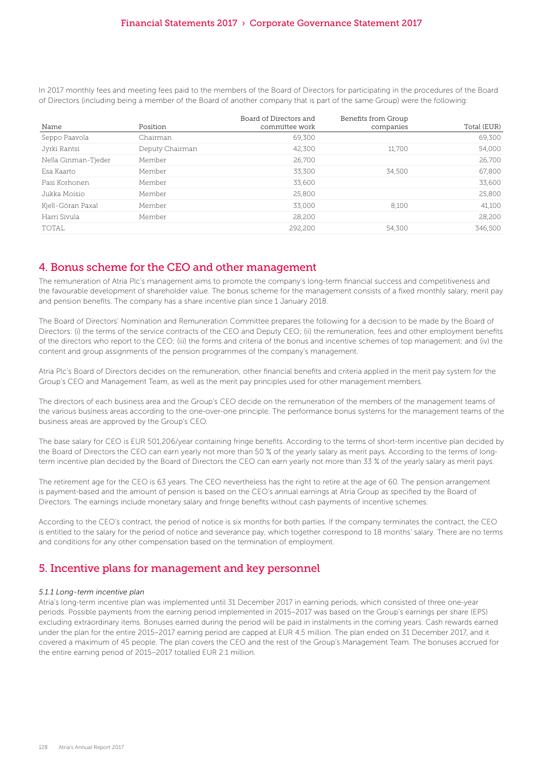In 2017 monthly fees and meeting fees paid to the members of the Board of Directors for participating in the procedures of the Board of Directors (including being a member of the Board of another company that is part of the same Group) were the following:

| Name | Position | Board of Directors and committee work | Benefits from Group companies | Total (EUR) |
|---|---|---|---|---|
| Seppo Paavola | Chairman | 69,300 | | 69,300 |
| Jyrki Rantsi | Deputy Chairman | 42,300 | 11,700 | 54,000 |
| Nella Ginman-Tjeder | Member | 26,700 | | 26,700 |
| Esa Kaarto | Member | 33,300 | 34,500 | 67,800 |
| Pasi Korhonen | Member | 33,600 | | 33,600 |
| Jukka Moisio | Member | 25,800 | | 25,800 |
| Kjell-Göran Paxal | Member | 33,000 | 8,100 | 41,100 |
| Harri Sivula | Member | 28,200 | | 28,200 |
| TOTAL | | 292,200 | 54,300 | 346,500 |

## 4. Bonus scheme for the CEO and other management

The remuneration of Atria Plc's management aims to promote the company's long-term financial success and competitiveness and the favourable development of shareholder value. The bonus scheme for the management consists of a fixed monthly salary, merit pay and pension benefits. The company has a share incentive plan since 1 January 2018.

The Board of Directors' Nomination and Remuneration Committee prepares the following for a decision to be made by the Board of Directors: (i) the terms of the service contracts of the CEO and Deputy CEO; (ii) the remuneration, fees and other employment benefits of the directors who report to the CEO; (iii) the forms and criteria of the bonus and incentive schemes of top management; and (iv) the content and group assignments of the pension programmes of the company's management.

Atria Plc's Board of Directors decides on the remuneration, other financial benefits and criteria applied in the merit pay system for the Group's CEO and Management Team, as well as the merit pay principles used for other management members.

The directors of each business area and the Group's CEO decide on the remuneration of the members of the management teams of the various business areas according to the one-over-one principle. The performance bonus systems for the management teams of the business areas are approved by the Group's CEO.

The base salary for CEO is EUR 501,206/year containing fringe benefits. According to the terms of short-term incentive plan decided by the Board of Directors the CEO can earn yearly not more than 50 % of the yearly salary as merit pays. According to the terms of long-term incentive plan decided by the Board of Directors the CEO can earn yearly not more than 33 % of the yearly salary as merit pays.

The retirement age for the CEO is 63 years. The CEO nevertheless has the right to retire at the age of 60. The pension arrangement is payment-based and the amount of pension is based on the CEO's annual earnings at Atria Group as specified by the Board of Directors. The earnings include monetary salary and fringe benefits without cash payments of incentive schemes.

According to the CEO's contract, the period of notice is six months for both parties. If the company terminates the contract, the CEO is entitled to the salary for the period of notice and severance pay, which together correspond to 18 months' salary. There are no terms and conditions for any other compensation based on the termination of employment.

## 5. Incentive plans for management and key personnel

*5.1.1 Long-term incentive plan*

Atria's long-term incentive plan was implemented until 31 December 2017 in earning periods, which consisted of three one-year periods. Possible payments from the earning period implemented in 2015–2017 was based on the Group's earnings per share (EPS) excluding extraordinary items. Bonuses earned during the period will be paid in instalments in the coming years. Cash rewards earned under the plan for the entire 2015–2017 earning period are capped at EUR 4.5 million. The plan ended on 31 December 2017, and it covered a maximum of 45 people. The plan covers the CEO and the rest of the Group's Management Team. The bonuses accrued for the entire earning period of 2015–2017 totalled EUR 2.1 million.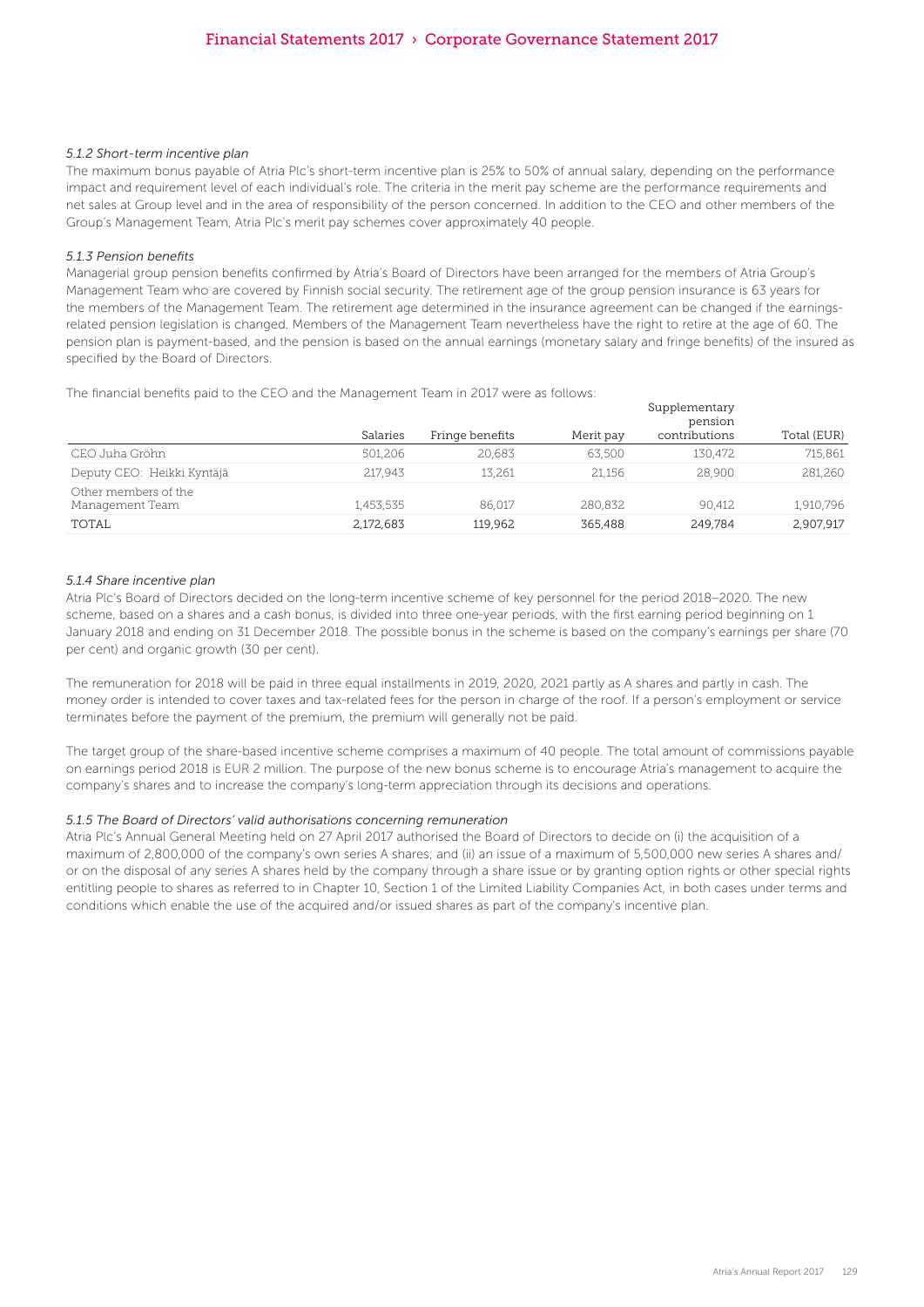#### *5.1.2 Short-term incentive plan*

The maximum bonus payable of Atria Plc's short-term incentive plan is 25% to 50% of annual salary, depending on the performance impact and requirement level of each individual's role. The criteria in the merit pay scheme are the performance requirements and net sales at Group level and in the area of responsibility of the person concerned. In addition to the CEO and other members of the Group's Management Team, Atria Plc's merit pay schemes cover approximately 40 people.

#### *5.1.3 Pension benefits*

Managerial group pension benefits confirmed by Atria's Board of Directors have been arranged for the members of Atria Group's Management Team who are covered by Finnish social security. The retirement age of the group pension insurance is 63 years for the members of the Management Team. The retirement age determined in the insurance agreement can be changed if the earnings-related pension legislation is changed. Members of the Management Team nevertheless have the right to retire at the age of 60. The pension plan is payment-based, and the pension is based on the annual earnings (monetary salary and fringe benefits) of the insured as specified by the Board of Directors.

The financial benefits paid to the CEO and the Management Team in 2017 were as follows:

| | Salaries | Fringe benefits | Merit pay | Supplementary pension contributions | Total (EUR) |
|---|---|---|---|---|---|
| CEO Juha Gröhn | 501,206 | 20,683 | 63,500 | 130,472 | 715,861 |
| Deputy CEO: Heikki Kyntäjä | 217,943 | 13,261 | 21,156 | 28,900 | 281,260 |
| Other members of the Management Team | 1,453,535 | 86,017 | 280,832 | 90,412 | 1,910,796 |
| TOTAL | 2,172,683 | 119,962 | 365,488 | 249,784 | 2,907,917 |

#### *5.1.4 Share incentive plan*

Atria Plc's Board of Directors decided on the long-term incentive scheme of key personnel for the period 2018–2020. The new scheme, based on a shares and a cash bonus, is divided into three one-year periods, with the first earning period beginning on 1 January 2018 and ending on 31 December 2018. The possible bonus in the scheme is based on the company's earnings per share (70 per cent) and organic growth (30 per cent).

The remuneration for 2018 will be paid in three equal installments in 2019, 2020, 2021 partly as A shares and partly in cash. The money order is intended to cover taxes and tax-related fees for the person in charge of the roof. If a person's employment or service terminates before the payment of the premium, the premium will generally not be paid.

The target group of the share-based incentive scheme comprises a maximum of 40 people. The total amount of commissions payable on earnings period 2018 is EUR 2 million. The purpose of the new bonus scheme is to encourage Atria's management to acquire the company's shares and to increase the company's long-term appreciation through its decisions and operations.

#### *5.1.5 The Board of Directors' valid authorisations concerning remuneration*

Atria Plc's Annual General Meeting held on 27 April 2017 authorised the Board of Directors to decide on (i) the acquisition of a maximum of 2,800,000 of the company's own series A shares; and (ii) an issue of a maximum of 5,500,000 new series A shares and/or on the disposal of any series A shares held by the company through a share issue or by granting option rights or other special rights entitling people to shares as referred to in Chapter 10, Section 1 of the Limited Liability Companies Act, in both cases under terms and conditions which enable the use of the acquired and/or issued shares as part of the company's incentive plan.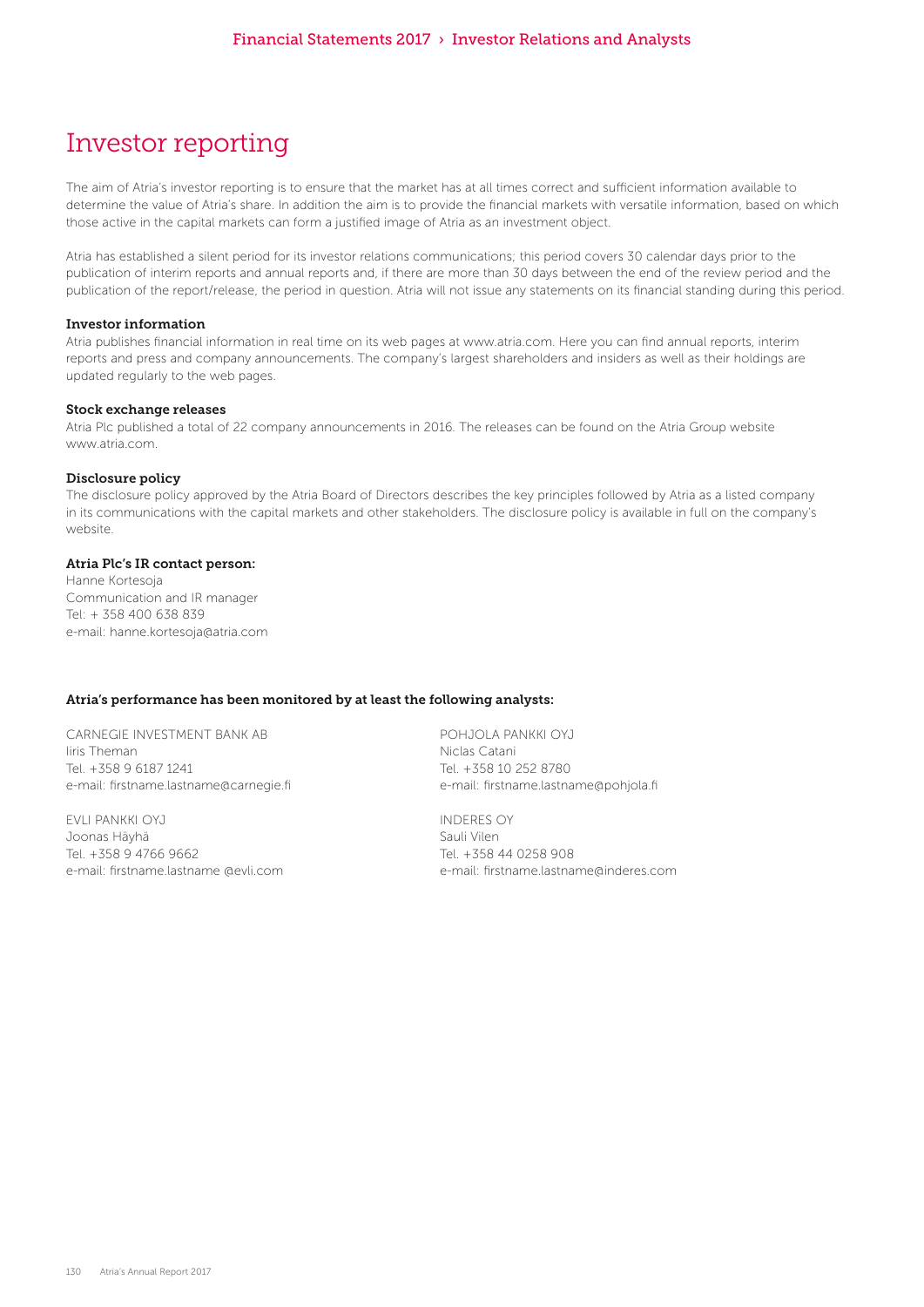# Investor reporting

The aim of Atria's investor reporting is to ensure that the market has at all times correct and sufficient information available to determine the value of Atria's share. In addition the aim is to provide the financial markets with versatile information, based on which those active in the capital markets can form a justified image of Atria as an investment object.

Atria has established a silent period for its investor relations communications; this period covers 30 calendar days prior to the publication of interim reports and annual reports and, if there are more than 30 days between the end of the review period and the publication of the report/release, the period in question. Atria will not issue any statements on its financial standing during this period.

### Investor information

Atria publishes financial information in real time on its web pages at www.atria.com. Here you can find annual reports, interim reports and press and company announcements. The company's largest shareholders and insiders as well as their holdings are updated regularly to the web pages.

### Stock exchange releases

Atria Plc published a total of 22 company announcements in 2016. The releases can be found on the Atria Group website www.atria.com.

### Disclosure policy

The disclosure policy approved by the Atria Board of Directors describes the key principles followed by Atria as a listed company in its communications with the capital markets and other stakeholders. The disclosure policy is available in full on the company's website.

### Atria Plc's IR contact person:

Hanne Kortesoja
Communication and IR manager
Tel: + 358 400 638 839
e-mail: hanne.kortesoja@atria.com

### Atria's performance has been monitored by at least the following analysts:

CARNEGIE INVESTMENT BANK AB
Iiris Theman
Tel. +358 9 6187 1241
e-mail: firstname.lastname@carnegie.fi

EVLI PANKKI OYJ
Joonas Häyhä
Tel. +358 9 4766 9662
e-mail: firstname.lastname @evli.com

POHJOLA PANKKI OYJ
Niclas Catani
Tel. +358 10 252 8780
e-mail: firstname.lastname@pohjola.fi

INDERES OY
Sauli Vilen
Tel. +358 44 0258 908
e-mail: firstname.lastname@inderes.com